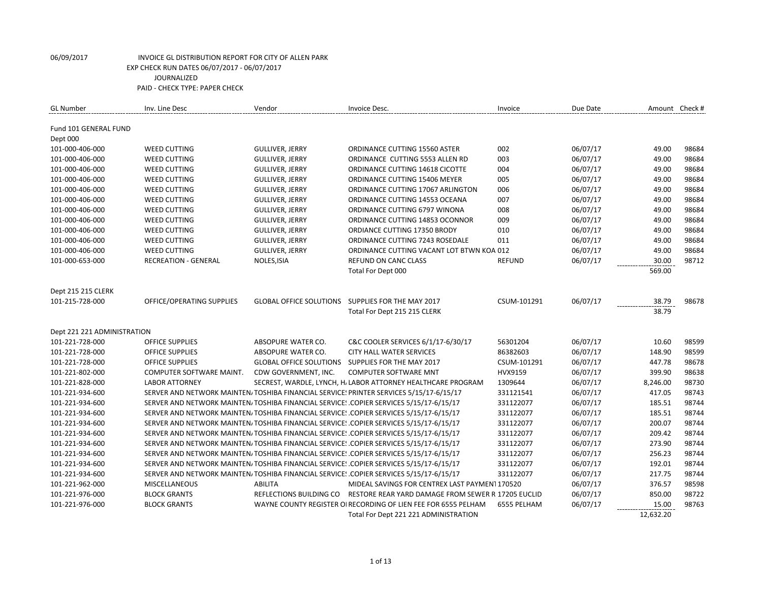06/09/2017 INVOICE GL DISTRIBUTION REPORT FOR CITY OF ALLEN PARK
EXP CHECK RUN DATES 06/07/2017 - 06/07/2017
JOURNALIZED
PAID - CHECK TYPE: PAPER CHECK

| GL Number | Inv. Line Desc | Vendor | Invoice Desc. | Invoice | Due Date | Amount | Check # |
|---|---|---|---|---|---|---|---|
| Fund 101 GENERAL FUND | | | | | | | |
| Dept 000 | | | | | | | |
| 101-000-406-000 | WEED CUTTING | GULLIVER, JERRY | ORDINANCE CUTTING 15560 ASTER | 002 | 06/07/17 | 49.00 | 98684 |
| 101-000-406-000 | WEED CUTTING | GULLIVER, JERRY | ORDINANCE CUTTING 5553 ALLEN RD | 003 | 06/07/17 | 49.00 | 98684 |
| 101-000-406-000 | WEED CUTTING | GULLIVER, JERRY | ORDINANCE CUTTING 14618 CICOTTE | 004 | 06/07/17 | 49.00 | 98684 |
| 101-000-406-000 | WEED CUTTING | GULLIVER, JERRY | ORDINANCE CUTTING 15406 MEYER | 005 | 06/07/17 | 49.00 | 98684 |
| 101-000-406-000 | WEED CUTTING | GULLIVER, JERRY | ORDINANCE CUTTING 17067 ARLINGTON | 006 | 06/07/17 | 49.00 | 98684 |
| 101-000-406-000 | WEED CUTTING | GULLIVER, JERRY | ORDINANCE CUTTING 14553 OCEANA | 007 | 06/07/17 | 49.00 | 98684 |
| 101-000-406-000 | WEED CUTTING | GULLIVER, JERRY | ORDINANCE CUTTING 6797 WINONA | 008 | 06/07/17 | 49.00 | 98684 |
| 101-000-406-000 | WEED CUTTING | GULLIVER, JERRY | ORDINANCE CUTTING 14853 OCONNOR | 009 | 06/07/17 | 49.00 | 98684 |
| 101-000-406-000 | WEED CUTTING | GULLIVER, JERRY | ORDIANCE CUTTING 17350 BRODY | 010 | 06/07/17 | 49.00 | 98684 |
| 101-000-406-000 | WEED CUTTING | GULLIVER, JERRY | ORDINANCE CUTTING 7243 ROSEDALE | 011 | 06/07/17 | 49.00 | 98684 |
| 101-000-406-000 | WEED CUTTING | GULLIVER, JERRY | ORDINANCE CUTTING VACANT LOT BTWN KOA | 012 | 06/07/17 | 49.00 | 98684 |
| 101-000-653-000 | RECREATION - GENERAL | NOLES,ISIA | REFUND ON CANC CLASS | REFUND | 06/07/17 | 30.00 | 98712 |
| | | | Total For Dept 000 | | | 569.00 | |
| Dept 215 215 CLERK | | | | | | | |
| 101-215-728-000 | OFFICE/OPERATING SUPPLIES | GLOBAL OFFICE SOLUTIONS | SUPPLIES FOR THE MAY 2017 | CSUM-101291 | 06/07/17 | 38.79 | 98678 |
| | | | Total For Dept 215 215 CLERK | | | 38.79 | |
| Dept 221 221 ADMINISTRATION | | | | | | | |
| 101-221-728-000 | OFFICE SUPPLIES | ABSOPURE WATER CO. | C&C COOLER SERVICES 6/1/17-6/30/17 | 56301204 | 06/07/17 | 10.60 | 98599 |
| 101-221-728-000 | OFFICE SUPPLIES | ABSOPURE WATER CO. | CITY HALL WATER SERVICES | 86382603 | 06/07/17 | 148.90 | 98599 |
| 101-221-728-000 | OFFICE SUPPLIES | GLOBAL OFFICE SOLUTIONS | SUPPLIES FOR THE MAY 2017 | CSUM-101291 | 06/07/17 | 447.78 | 98678 |
| 101-221-802-000 | COMPUTER SOFTWARE MAINT. | CDW GOVERNMENT, INC. | COMPUTER SOFTWARE MNT | HVX9159 | 06/07/17 | 399.90 | 98638 |
| 101-221-828-000 | LABOR ATTORNEY | SECREST, WARDLE, LYNCH, H. | LABOR ATTORNEY HEALTHCARE PROGRAM | 1309644 | 06/07/17 | 8,246.00 | 98730 |
| 101-221-934-600 | SERVER AND NETWORK MAINTEN. | TOSHIBA FINANCIAL SERVICE | PRINTER SERVICES 5/15/17-6/15/17 | 331121541 | 06/07/17 | 417.05 | 98743 |
| 101-221-934-600 | SERVER AND NETWORK MAINTEN. | TOSHIBA FINANCIAL SERVICE | .COPIER SERVICES 5/15/17-6/15/17 | 331122077 | 06/07/17 | 185.51 | 98744 |
| 101-221-934-600 | SERVER AND NETWORK MAINTEN. | TOSHIBA FINANCIAL SERVICE | .COPIER SERVICES 5/15/17-6/15/17 | 331122077 | 06/07/17 | 185.51 | 98744 |
| 101-221-934-600 | SERVER AND NETWORK MAINTEN. | TOSHIBA FINANCIAL SERVICE | .COPIER SERVICES 5/15/17-6/15/17 | 331122077 | 06/07/17 | 200.07 | 98744 |
| 101-221-934-600 | SERVER AND NETWORK MAINTEN. | TOSHIBA FINANCIAL SERVICE | .COPIER SERVICES 5/15/17-6/15/17 | 331122077 | 06/07/17 | 209.42 | 98744 |
| 101-221-934-600 | SERVER AND NETWORK MAINTEN. | TOSHIBA FINANCIAL SERVICE | .COPIER SERVICES 5/15/17-6/15/17 | 331122077 | 06/07/17 | 273.90 | 98744 |
| 101-221-934-600 | SERVER AND NETWORK MAINTEN. | TOSHIBA FINANCIAL SERVICE | .COPIER SERVICES 5/15/17-6/15/17 | 331122077 | 06/07/17 | 256.23 | 98744 |
| 101-221-934-600 | SERVER AND NETWORK MAINTEN. | TOSHIBA FINANCIAL SERVICE | .COPIER SERVICES 5/15/17-6/15/17 | 331122077 | 06/07/17 | 192.01 | 98744 |
| 101-221-934-600 | SERVER AND NETWORK MAINTEN. | TOSHIBA FINANCIAL SERVICE | .COPIER SERVICES 5/15/17-6/15/17 | 331122077 | 06/07/17 | 217.75 | 98744 |
| 101-221-962-000 | MISCELLANEOUS | ABILITA | MIDEAL SAVINGS FOR CENTREX LAST PAYMENT | 170520 | 06/07/17 | 376.57 | 98598 |
| 101-221-976-000 | BLOCK GRANTS | REFLECTIONS BUILDING CO | RESTORE REAR YARD DAMAGE FROM SEWER R | 17205 EUCLID | 06/07/17 | 850.00 | 98722 |
| 101-221-976-000 | BLOCK GRANTS | WAYNE COUNTY REGISTER OI | RECORDING OF LIEN FEE FOR 6555 PELHAM | 6555 PELHAM | 06/07/17 | 15.00 | 98763 |
| | | | Total For Dept 221 221 ADMINISTRATION | | | 12,632.20 | |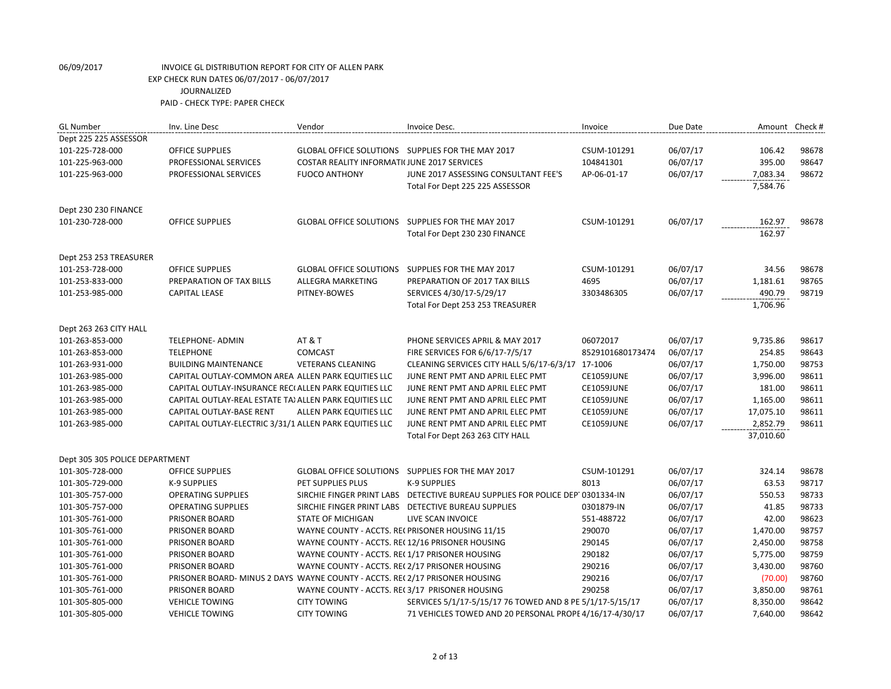06/09/2017 INVOICE GL DISTRIBUTION REPORT FOR CITY OF ALLEN PARK
EXP CHECK RUN DATES 06/07/2017 - 06/07/2017
JOURNALIZED
PAID - CHECK TYPE: PAPER CHECK

| GL Number | Inv. Line Desc | Vendor | Invoice Desc. | Invoice | Due Date | Amount | Check # |
|---|---|---|---|---|---|---|---|
| Dept 225 225 ASSESSOR | | | | | | | |
| 101-225-728-000 | OFFICE SUPPLIES | GLOBAL OFFICE SOLUTIONS | SUPPLIES FOR THE MAY 2017 | CSUM-101291 | 06/07/17 | 106.42 | 98678 |
| 101-225-963-000 | PROFESSIONAL SERVICES | COSTAR REALITY INFORMATI( | JUNE 2017 SERVICES | 104841301 | 06/07/17 | 395.00 | 98647 |
| 101-225-963-000 | PROFESSIONAL SERVICES | FUOCO ANTHONY | JUNE 2017 ASSESSING CONSULTANT FEE'S | AP-06-01-17 | 06/07/17 | 7,083.34 | 98672 |
| | | | Total For Dept 225 225 ASSESSOR | | | 7,584.76 | |
| Dept 230 230 FINANCE | | | | | | | |
| 101-230-728-000 | OFFICE SUPPLIES | GLOBAL OFFICE SOLUTIONS | SUPPLIES FOR THE MAY 2017 | CSUM-101291 | 06/07/17 | 162.97 | 98678 |
| | | | Total For Dept 230 230 FINANCE | | | 162.97 | |
| Dept 253 253 TREASURER | | | | | | | |
| 101-253-728-000 | OFFICE SUPPLIES | GLOBAL OFFICE SOLUTIONS | SUPPLIES FOR THE MAY 2017 | CSUM-101291 | 06/07/17 | 34.56 | 98678 |
| 101-253-833-000 | PREPARATION OF TAX BILLS | ALLEGRA MARKETING | PREPARATION OF 2017 TAX BILLS | 4695 | 06/07/17 | 1,181.61 | 98765 |
| 101-253-985-000 | CAPITAL LEASE | PITNEY-BOWES | SERVICES 4/30/17-5/29/17 | 3303486305 | 06/07/17 | 490.79 | 98719 |
| | | | Total For Dept 253 253 TREASURER | | | 1,706.96 | |
| Dept 263 263 CITY HALL | | | | | | | |
| 101-263-853-000 | TELEPHONE- ADMIN | AT & T | PHONE SERVICES APRIL & MAY 2017 | 06072017 | 06/07/17 | 9,735.86 | 98617 |
| 101-263-853-000 | TELEPHONE | COMCAST | FIRE SERVICES FOR 6/6/17-7/5/17 | 8529101680173474 | 06/07/17 | 254.85 | 98643 |
| 101-263-931-000 | BUILDING MAINTENANCE | VETERANS CLEANING | CLEANING SERVICES CITY HALL 5/6/17-6/3/17 | 17-1006 | 06/07/17 | 1,750.00 | 98753 |
| 101-263-985-000 | CAPITAL OUTLAY-COMMON AREA | ALLEN PARK EQUITIES LLC | JUNE RENT PMT AND APRIL ELEC PMT | CE1059JUNE | 06/07/17 | 3,996.00 | 98611 |
| 101-263-985-000 | CAPITAL OUTLAY-INSURANCE REC( | ALLEN PARK EQUITIES LLC | JUNE RENT PMT AND APRIL ELEC PMT | CE1059JUNE | 06/07/17 | 181.00 | 98611 |
| 101-263-985-000 | CAPITAL OUTLAY-REAL ESTATE TA) | ALLEN PARK EQUITIES LLC | JUNE RENT PMT AND APRIL ELEC PMT | CE1059JUNE | 06/07/17 | 1,165.00 | 98611 |
| 101-263-985-000 | CAPITAL OUTLAY-BASE RENT | ALLEN PARK EQUITIES LLC | JUNE RENT PMT AND APRIL ELEC PMT | CE1059JUNE | 06/07/17 | 17,075.10 | 98611 |
| 101-263-985-000 | CAPITAL OUTLAY-ELECTRIC 3/31/1 | ALLEN PARK EQUITIES LLC | JUNE RENT PMT AND APRIL ELEC PMT | CE1059JUNE | 06/07/17 | 2,852.79 | 98611 |
| | | | Total For Dept 263 263 CITY HALL | | | 37,010.60 | |
| Dept 305 305 POLICE DEPARTMENT | | | | | | | |
| 101-305-728-000 | OFFICE SUPPLIES | GLOBAL OFFICE SOLUTIONS | SUPPLIES FOR THE MAY 2017 | CSUM-101291 | 06/07/17 | 324.14 | 98678 |
| 101-305-729-000 | K-9 SUPPLIES | PET SUPPLIES PLUS | K-9 SUPPLIES | 8013 | 06/07/17 | 63.53 | 98717 |
| 101-305-757-000 | OPERATING SUPPLIES | SIRCHIE FINGER PRINT LABS | DETECTIVE BUREAU SUPPLIES FOR POLICE DEPT | 0301334-IN | 06/07/17 | 550.53 | 98733 |
| 101-305-757-000 | OPERATING SUPPLIES | SIRCHIE FINGER PRINT LABS | DETECTIVE BUREAU SUPPLIES | 0301879-IN | 06/07/17 | 41.85 | 98733 |
| 101-305-761-000 | PRISONER BOARD | STATE OF MICHIGAN | LIVE SCAN INVOICE | 551-488722 | 06/07/17 | 42.00 | 98623 |
| 101-305-761-000 | PRISONER BOARD | WAYNE COUNTY - ACCTS. RE( | PRISONER HOUSING 11/15 | 290070 | 06/07/17 | 1,470.00 | 98757 |
| 101-305-761-000 | PRISONER BOARD | WAYNE COUNTY - ACCTS. RE( | 12/16 PRISONER HOUSING | 290145 | 06/07/17 | 2,450.00 | 98758 |
| 101-305-761-000 | PRISONER BOARD | WAYNE COUNTY - ACCTS. RE( | 1/17 PRISONER HOUSING | 290182 | 06/07/17 | 5,775.00 | 98759 |
| 101-305-761-000 | PRISONER BOARD | WAYNE COUNTY - ACCTS. RE( | 2/17 PRISONER HOUSING | 290216 | 06/07/17 | 3,430.00 | 98760 |
| 101-305-761-000 | PRISONER BOARD- MINUS 2 DAYS | WAYNE COUNTY - ACCTS. RE( | 2/17 PRISONER HOUSING | 290216 | 06/07/17 | (70.00) | 98760 |
| 101-305-761-000 | PRISONER BOARD | WAYNE COUNTY - ACCTS. RE( | 3/17 PRISONER HOUSING | 290258 | 06/07/17 | 3,850.00 | 98761 |
| 101-305-805-000 | VEHICLE TOWING | CITY TOWING | SERVICES 5/1/17-5/15/17 76 TOWED AND 8 PE | 5/1/17-5/15/17 | 06/07/17 | 8,350.00 | 98642 |
| 101-305-805-000 | VEHICLE TOWING | CITY TOWING | 71 VEHICLES TOWED AND 20 PERSONAL PROPE | 4/16/17-4/30/17 | 06/07/17 | 7,640.00 | 98642 |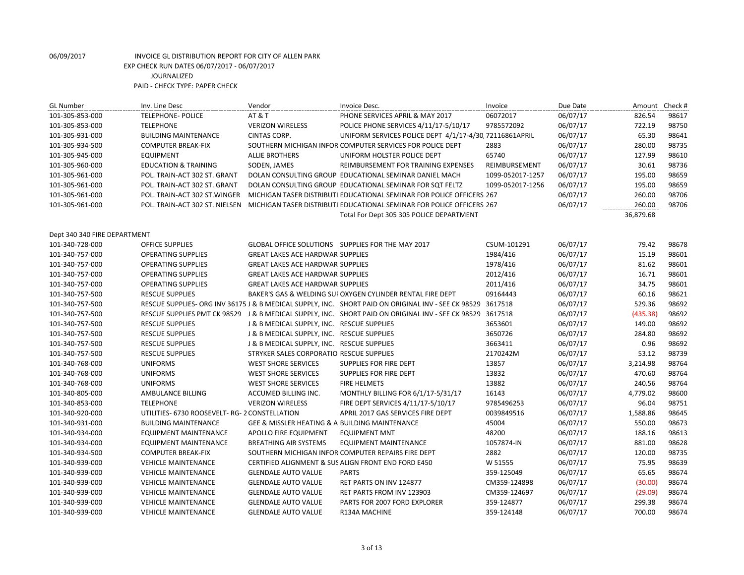06/09/2017 INVOICE GL DISTRIBUTION REPORT FOR CITY OF ALLEN PARK

EXP CHECK RUN DATES 06/07/2017 - 06/07/2017

JOURNALIZED

PAID - CHECK TYPE: PAPER CHECK

| GL Number | Inv. Line Desc | Vendor | Invoice Desc. | Invoice | Due Date | Amount | Check # |
|---|---|---|---|---|---|---|---|
| 101-305-853-000 | TELEPHONE- POLICE | AT & T | PHONE SERVICES APRIL & MAY 2017 | 06072017 | 06/07/17 | 826.54 | 98617 |
| 101-305-853-000 | TELEPHONE | VERIZON WIRELESS | POLICE PHONE SERVICES 4/11/17-5/10/17 | 9785572092 | 06/07/17 | 722.19 | 98750 |
| 101-305-931-000 | BUILDING MAINTENANCE | CINTAS CORP. | UNIFORM SERVICES POLICE DEPT 4/1/17-4/30, | 72116861APRIL | 06/07/17 | 65.30 | 98641 |
| 101-305-934-500 | COMPUTER BREAK-FIX | SOUTHERN MICHIGAN INFOR | COMPUTER SERVICES FOR POLICE DEPT | 2883 | 06/07/17 | 280.00 | 98735 |
| 101-305-945-000 | EQUIPMENT | ALLIE BROTHERS | UNIFORM HOLSTER POLICE DEPT | 65740 | 06/07/17 | 127.99 | 98610 |
| 101-305-960-000 | EDUCATION & TRAINING | SODEN, JAMES | REIMBURSEMENT FOR TRAINING EXPENSES | REIMBURSEMENT | 06/07/17 | 30.61 | 98736 |
| 101-305-961-000 | POL. TRAIN-ACT 302 ST. GRANT | DOLAN CONSULTING GROUP | EDUCATIONAL SEMINAR DANIEL MACH | 1099-052017-1257 | 06/07/17 | 195.00 | 98659 |
| 101-305-961-000 | POL. TRAIN-ACT 302 ST. GRANT | DOLAN CONSULTING GROUP | EDUCATIONAL SEMINAR FOR SQT FELTZ | 1099-052017-1256 | 06/07/17 | 195.00 | 98659 |
| 101-305-961-000 | POL. TRAIN-ACT 302 ST.WINGER | MICHIGAN TASER DISTRIBUTI | EDUCATIONAL SEMINAR FOR POLICE OFFICERS | 267 | 06/07/17 | 260.00 | 98706 |
| 101-305-961-000 | POL. TRAIN-ACT 302 ST. NIELSEN | MICHIGAN TASER DISTRIBUTI | EDUCATIONAL SEMINAR FOR POLICE OFFICERS | 267 | 06/07/17 | 260.00 | 98706 |
| | | | Total For Dept 305 305 POLICE DEPARTMENT | | | 36,879.68 | |
| Dept 340 340 FIRE DEPARTMENT | | | | | | | |
| 101-340-728-000 | OFFICE SUPPLIES | GLOBAL OFFICE SOLUTIONS | SUPPLIES FOR THE MAY 2017 | CSUM-101291 | 06/07/17 | 79.42 | 98678 |
| 101-340-757-000 | OPERATING SUPPLIES | GREAT LAKES ACE HARDWAR | SUPPLIES | 1984/416 | 06/07/17 | 15.19 | 98601 |
| 101-340-757-000 | OPERATING SUPPLIES | GREAT LAKES ACE HARDWAR | SUPPLIES | 1978/416 | 06/07/17 | 81.62 | 98601 |
| 101-340-757-000 | OPERATING SUPPLIES | GREAT LAKES ACE HARDWAR | SUPPLIES | 2012/416 | 06/07/17 | 16.71 | 98601 |
| 101-340-757-000 | OPERATING SUPPLIES | GREAT LAKES ACE HARDWAR | SUPPLIES | 2011/416 | 06/07/17 | 34.75 | 98601 |
| 101-340-757-500 | RESCUE SUPPLIES | BAKER'S GAS & WELDING SUI | OXYGEN CYLINDER RENTAL FIRE DEPT | 09164443 | 06/07/17 | 60.16 | 98621 |
| 101-340-757-500 | RESCUE SUPPLIES- ORG INV 36175 | J & B MEDICAL SUPPLY, INC. | SHORT PAID ON ORIGINAL INV - SEE CK 98529 | 3617518 | 06/07/17 | 529.36 | 98692 |
| 101-340-757-500 | RESCUE SUPPLIES PMT CK 98529 | J & B MEDICAL SUPPLY, INC. | SHORT PAID ON ORIGINAL INV - SEE CK 98529 | 3617518 | 06/07/17 | (435.38) | 98692 |
| 101-340-757-500 | RESCUE SUPPLIES | J & B MEDICAL SUPPLY, INC. | RESCUE SUPPLIES | 3653601 | 06/07/17 | 149.00 | 98692 |
| 101-340-757-500 | RESCUE SUPPLIES | J & B MEDICAL SUPPLY, INC. | RESCUE SUPPLIES | 3650726 | 06/07/17 | 284.80 | 98692 |
| 101-340-757-500 | RESCUE SUPPLIES | J & B MEDICAL SUPPLY, INC. | RESCUE SUPPLIES | 3663411 | 06/07/17 | 0.96 | 98692 |
| 101-340-757-500 | RESCUE SUPPLIES | STRYKER SALES CORPORATIO | RESCUE SUPPLIES | 2170242M | 06/07/17 | 53.12 | 98739 |
| 101-340-768-000 | UNIFORMS | WEST SHORE SERVICES | SUPPLIES FOR FIRE DEPT | 13857 | 06/07/17 | 3,214.98 | 98764 |
| 101-340-768-000 | UNIFORMS | WEST SHORE SERVICES | SUPPLIES FOR FIRE DEPT | 13832 | 06/07/17 | 470.60 | 98764 |
| 101-340-768-000 | UNIFORMS | WEST SHORE SERVICES | FIRE HELMETS | 13882 | 06/07/17 | 240.56 | 98764 |
| 101-340-805-000 | AMBULANCE BILLING | ACCUMED BILLING INC. | MONTHLY BILLING FOR 6/1/17-5/31/17 | 16143 | 06/07/17 | 4,779.02 | 98600 |
| 101-340-853-000 | TELEPHONE | VERIZON WIRELESS | FIRE DEPT SERVICES 4/11/17-5/10/17 | 9785496253 | 06/07/17 | 96.04 | 98751 |
| 101-340-920-000 | UTILITIES- 6730 ROOSEVELT- RG- 2 | CONSTELLATION | APRIL 2017 GAS SERVICES FIRE DEPT | 0039849516 | 06/07/17 | 1,588.86 | 98645 |
| 101-340-931-000 | BUILDING MAINTENANCE | GEE & MISSLER HEATING & A | BUILDING MAINTENANCE | 45004 | 06/07/17 | 550.00 | 98673 |
| 101-340-934-000 | EQUIPMENT MAINTENANCE | APOLLO FIRE EQUIPMENT | EQUIPMENT MNT | 48200 | 06/07/17 | 188.16 | 98613 |
| 101-340-934-000 | EQUIPMENT MAINTENANCE | BREATHING AIR SYSTEMS | EQUIPMENT MAINTENANCE | 1057874-IN | 06/07/17 | 881.00 | 98628 |
| 101-340-934-500 | COMPUTER BREAK-FIX | SOUTHERN MICHIGAN INFOR | COMPUTER REPAIRS FIRE DEPT | 2882 | 06/07/17 | 120.00 | 98735 |
| 101-340-939-000 | VEHICLE MAINTENANCE | CERTIFIED ALIGNMENT & SUS | ALIGN FRONT END FORD E450 | W 51555 | 06/07/17 | 75.95 | 98639 |
| 101-340-939-000 | VEHICLE MAINTENANCE | GLENDALE AUTO VALUE | PARTS | 359-125049 | 06/07/17 | 65.65 | 98674 |
| 101-340-939-000 | VEHICLE MAINTENANCE | GLENDALE AUTO VALUE | RET PARTS ON INV 124877 | CM359-124898 | 06/07/17 | (30.00) | 98674 |
| 101-340-939-000 | VEHICLE MAINTENANCE | GLENDALE AUTO VALUE | RET PARTS FROM INV 123903 | CM359-124697 | 06/07/17 | (29.09) | 98674 |
| 101-340-939-000 | VEHICLE MAINTENANCE | GLENDALE AUTO VALUE | PARTS FOR 2007 FORD EXPLORER | 359-124877 | 06/07/17 | 299.38 | 98674 |
| 101-340-939-000 | VEHICLE MAINTENANCE | GLENDALE AUTO VALUE | R134A MACHINE | 359-124148 | 06/07/17 | 700.00 | 98674 |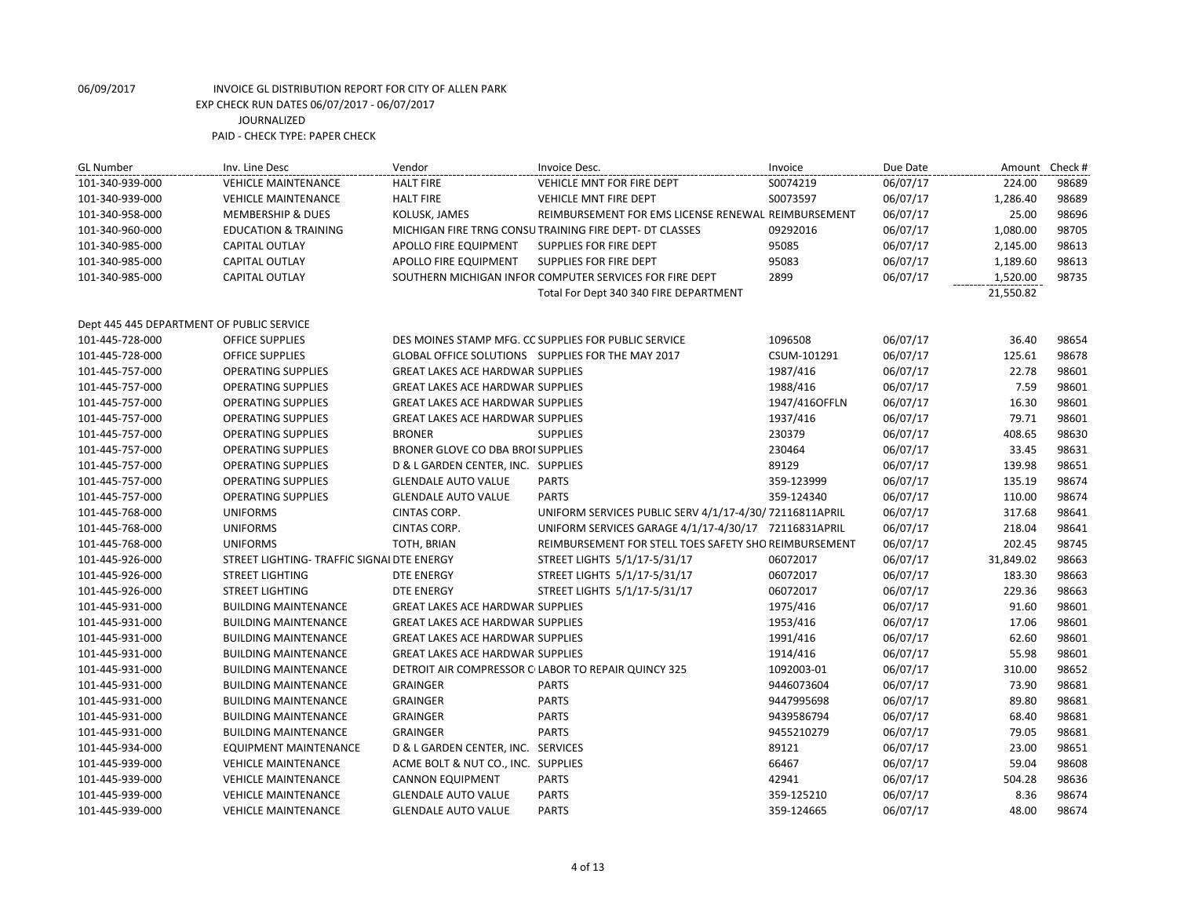06/09/2017 INVOICE GL DISTRIBUTION REPORT FOR CITY OF ALLEN PARK
EXP CHECK RUN DATES 06/07/2017 - 06/07/2017
JOURNALIZED
PAID - CHECK TYPE: PAPER CHECK

| GL Number | Inv. Line Desc | Vendor | Invoice Desc. | Invoice | Due Date | Amount | Check # |
|---|---|---|---|---|---|---|---|
| 101-340-939-000 | VEHICLE MAINTENANCE | HALT FIRE | VEHICLE MNT FOR FIRE DEPT | S0074219 | 06/07/17 | 224.00 | 98689 |
| 101-340-939-000 | VEHICLE MAINTENANCE | HALT FIRE | VEHICLE MNT FIRE DEPT | S0073597 | 06/07/17 | 1,286.40 | 98689 |
| 101-340-958-000 | MEMBERSHIP & DUES | KOLUSK, JAMES | REIMBURSEMENT FOR EMS LICENSE RENEWAL | REIMBURSEMENT | 06/07/17 | 25.00 | 98696 |
| 101-340-960-000 | EDUCATION & TRAINING | MICHIGAN FIRE TRNG CONSU | TRAINING FIRE DEPT- DT CLASSES | 09292016 | 06/07/17 | 1,080.00 | 98705 |
| 101-340-985-000 | CAPITAL OUTLAY | APOLLO FIRE EQUIPMENT | SUPPLIES FOR FIRE DEPT | 95085 | 06/07/17 | 2,145.00 | 98613 |
| 101-340-985-000 | CAPITAL OUTLAY | APOLLO FIRE EQUIPMENT | SUPPLIES FOR FIRE DEPT | 95083 | 06/07/17 | 1,189.60 | 98613 |
| 101-340-985-000 | CAPITAL OUTLAY | SOUTHERN MICHIGAN INFOR | COMPUTER SERVICES FOR FIRE DEPT | 2899 | 06/07/17 | 1,520.00 | 98735 |
| | | | Total For Dept 340 340 FIRE DEPARTMENT | | | 21,550.82 | |
| Dept 445 445 DEPARTMENT OF PUBLIC SERVICE | | | | | | | |
| 101-445-728-000 | OFFICE SUPPLIES | DES MOINES STAMP MFG. CC | SUPPLIES FOR PUBLIC SERVICE | 1096508 | 06/07/17 | 36.40 | 98654 |
| 101-445-728-000 | OFFICE SUPPLIES | GLOBAL OFFICE SOLUTIONS | SUPPLIES FOR THE MAY 2017 | CSUM-101291 | 06/07/17 | 125.61 | 98678 |
| 101-445-757-000 | OPERATING SUPPLIES | GREAT LAKES ACE HARDWAR | SUPPLIES | 1987/416 | 06/07/17 | 22.78 | 98601 |
| 101-445-757-000 | OPERATING SUPPLIES | GREAT LAKES ACE HARDWAR | SUPPLIES | 1988/416 | 06/07/17 | 7.59 | 98601 |
| 101-445-757-000 | OPERATING SUPPLIES | GREAT LAKES ACE HARDWAR | SUPPLIES | 1947/416OFFLN | 06/07/17 | 16.30 | 98601 |
| 101-445-757-000 | OPERATING SUPPLIES | GREAT LAKES ACE HARDWAR | SUPPLIES | 1937/416 | 06/07/17 | 79.71 | 98601 |
| 101-445-757-000 | OPERATING SUPPLIES | BRONER | SUPPLIES | 230379 | 06/07/17 | 408.65 | 98630 |
| 101-445-757-000 | OPERATING SUPPLIES | BRONER GLOVE CO DBA BROI | SUPPLIES | 230464 | 06/07/17 | 33.45 | 98631 |
| 101-445-757-000 | OPERATING SUPPLIES | D & L GARDEN CENTER, INC. | SUPPLIES | 89129 | 06/07/17 | 139.98 | 98651 |
| 101-445-757-000 | OPERATING SUPPLIES | GLENDALE AUTO VALUE | PARTS | 359-123999 | 06/07/17 | 135.19 | 98674 |
| 101-445-757-000 | OPERATING SUPPLIES | GLENDALE AUTO VALUE | PARTS | 359-124340 | 06/07/17 | 110.00 | 98674 |
| 101-445-768-000 | UNIFORMS | CINTAS CORP. | UNIFORM SERVICES PUBLIC SERV 4/1/17-4/30/ | 72116811APRIL | 06/07/17 | 317.68 | 98641 |
| 101-445-768-000 | UNIFORMS | CINTAS CORP. | UNIFORM SERVICES GARAGE 4/1/17-4/30/17 | 72116831APRIL | 06/07/17 | 218.04 | 98641 |
| 101-445-768-000 | UNIFORMS | TOTH, BRIAN | REIMBURSEMENT FOR STELL TOES SAFETY SHO | REIMBURSEMENT | 06/07/17 | 202.45 | 98745 |
| 101-445-926-000 | STREET LIGHTING- TRAFFIC SIGNAL | DTE ENERGY | STREET LIGHTS 5/1/17-5/31/17 | 06072017 | 06/07/17 | 31,849.02 | 98663 |
| 101-445-926-000 | STREET LIGHTING | DTE ENERGY | STREET LIGHTS 5/1/17-5/31/17 | 06072017 | 06/07/17 | 183.30 | 98663 |
| 101-445-926-000 | STREET LIGHTING | DTE ENERGY | STREET LIGHTS 5/1/17-5/31/17 | 06072017 | 06/07/17 | 229.36 | 98663 |
| 101-445-931-000 | BUILDING MAINTENANCE | GREAT LAKES ACE HARDWAR | SUPPLIES | 1975/416 | 06/07/17 | 91.60 | 98601 |
| 101-445-931-000 | BUILDING MAINTENANCE | GREAT LAKES ACE HARDWAR | SUPPLIES | 1953/416 | 06/07/17 | 17.06 | 98601 |
| 101-445-931-000 | BUILDING MAINTENANCE | GREAT LAKES ACE HARDWAR | SUPPLIES | 1991/416 | 06/07/17 | 62.60 | 98601 |
| 101-445-931-000 | BUILDING MAINTENANCE | GREAT LAKES ACE HARDWAR | SUPPLIES | 1914/416 | 06/07/17 | 55.98 | 98601 |
| 101-445-931-000 | BUILDING MAINTENANCE | DETROIT AIR COMPRESSOR C | LABOR TO REPAIR QUINCY 325 | 1092003-01 | 06/07/17 | 310.00 | 98652 |
| 101-445-931-000 | BUILDING MAINTENANCE | GRAINGER | PARTS | 9446073604 | 06/07/17 | 73.90 | 98681 |
| 101-445-931-000 | BUILDING MAINTENANCE | GRAINGER | PARTS | 9447995698 | 06/07/17 | 89.80 | 98681 |
| 101-445-931-000 | BUILDING MAINTENANCE | GRAINGER | PARTS | 9439586794 | 06/07/17 | 68.40 | 98681 |
| 101-445-931-000 | BUILDING MAINTENANCE | GRAINGER | PARTS | 9455210279 | 06/07/17 | 79.05 | 98681 |
| 101-445-934-000 | EQUIPMENT MAINTENANCE | D & L GARDEN CENTER, INC. | SERVICES | 89121 | 06/07/17 | 23.00 | 98651 |
| 101-445-939-000 | VEHICLE MAINTENANCE | ACME BOLT & NUT CO., INC. | SUPPLIES | 66467 | 06/07/17 | 59.04 | 98608 |
| 101-445-939-000 | VEHICLE MAINTENANCE | CANNON EQUIPMENT | PARTS | 42941 | 06/07/17 | 504.28 | 98636 |
| 101-445-939-000 | VEHICLE MAINTENANCE | GLENDALE AUTO VALUE | PARTS | 359-125210 | 06/07/17 | 8.36 | 98674 |
| 101-445-939-000 | VEHICLE MAINTENANCE | GLENDALE AUTO VALUE | PARTS | 359-124665 | 06/07/17 | 48.00 | 98674 |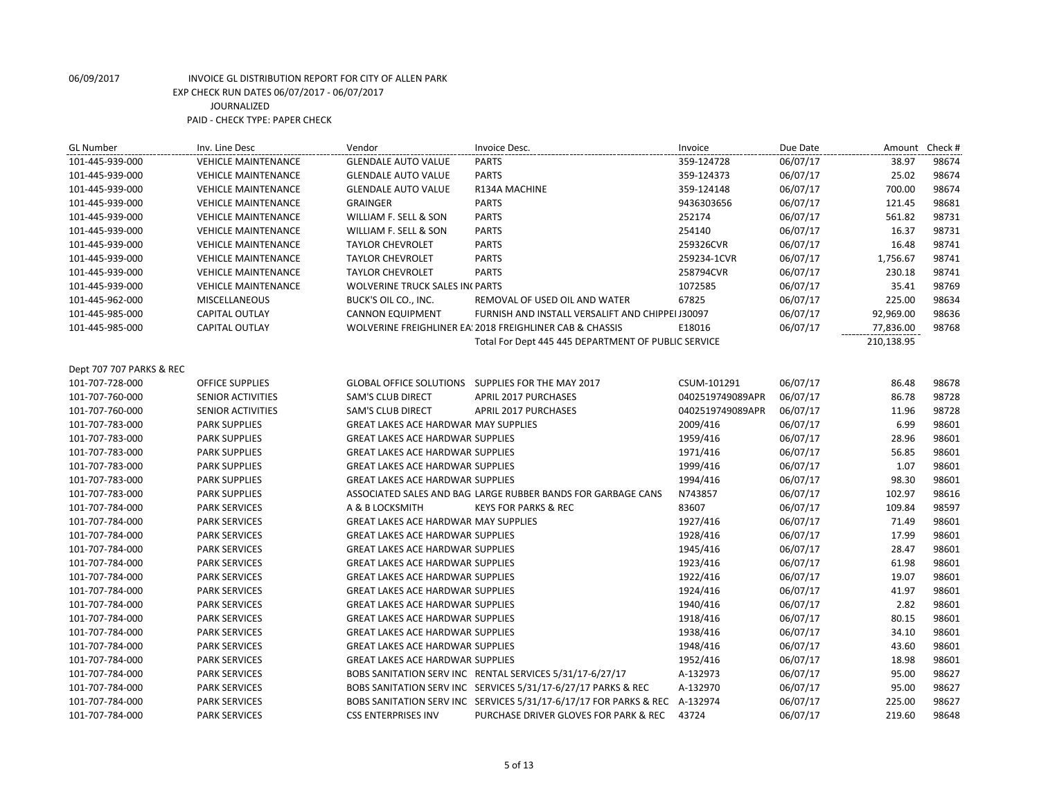06/09/2017 INVOICE GL DISTRIBUTION REPORT FOR CITY OF ALLEN PARK
EXP CHECK RUN DATES 06/07/2017 - 06/07/2017
JOURNALIZED
PAID - CHECK TYPE: PAPER CHECK

| GL Number | Inv. Line Desc | Vendor | Invoice Desc. | Invoice | Due Date | Amount | Check # |
|---|---|---|---|---|---|---|---|
| 101-445-939-000 | VEHICLE MAINTENANCE | GLENDALE AUTO VALUE | PARTS | 359-124728 | 06/07/17 | 38.97 | 98674 |
| 101-445-939-000 | VEHICLE MAINTENANCE | GLENDALE AUTO VALUE | PARTS | 359-124373 | 06/07/17 | 25.02 | 98674 |
| 101-445-939-000 | VEHICLE MAINTENANCE | GLENDALE AUTO VALUE | R134A MACHINE | 359-124148 | 06/07/17 | 700.00 | 98674 |
| 101-445-939-000 | VEHICLE MAINTENANCE | GRAINGER | PARTS | 9436303656 | 06/07/17 | 121.45 | 98681 |
| 101-445-939-000 | VEHICLE MAINTENANCE | WILLIAM F. SELL & SON | PARTS | 252174 | 06/07/17 | 561.82 | 98731 |
| 101-445-939-000 | VEHICLE MAINTENANCE | WILLIAM F. SELL & SON | PARTS | 254140 | 06/07/17 | 16.37 | 98731 |
| 101-445-939-000 | VEHICLE MAINTENANCE | TAYLOR CHEVROLET | PARTS | 259326CVR | 06/07/17 | 16.48 | 98741 |
| 101-445-939-000 | VEHICLE MAINTENANCE | TAYLOR CHEVROLET | PARTS | 259234-1CVR | 06/07/17 | 1,756.67 | 98741 |
| 101-445-939-000 | VEHICLE MAINTENANCE | TAYLOR CHEVROLET | PARTS | 258794CVR | 06/07/17 | 230.18 | 98741 |
| 101-445-939-000 | VEHICLE MAINTENANCE | WOLVERINE TRUCK SALES IN( | PARTS | 1072585 | 06/07/17 | 35.41 | 98769 |
| 101-445-962-000 | MISCELLANEOUS | BUCK'S OIL CO., INC. | REMOVAL OF USED OIL AND WATER | 67825 | 06/07/17 | 225.00 | 98634 |
| 101-445-985-000 | CAPITAL OUTLAY | CANNON EQUIPMENT | FURNISH AND INSTALL VERSALIFT AND CHIPPEI | J30097 | 06/07/17 | 92,969.00 | 98636 |
| 101-445-985-000 | CAPITAL OUTLAY | WOLVERINE FREIGHLINER EA: | 2018 FREIGHLINER CAB & CHASSIS | E18016 | 06/07/17 | 77,836.00 | 98768 |
| | | | Total For Dept 445 445 DEPARTMENT OF PUBLIC SERVICE | | | 210,138.95 | |
| Dept 707 707 PARKS & REC | | | | | | | |
| 101-707-728-000 | OFFICE SUPPLIES | GLOBAL OFFICE SOLUTIONS | SUPPLIES FOR THE MAY 2017 | CSUM-101291 | 06/07/17 | 86.48 | 98678 |
| 101-707-760-000 | SENIOR ACTIVITIES | SAM'S CLUB DIRECT | APRIL 2017 PURCHASES | 0402519749089APR | 06/07/17 | 86.78 | 98728 |
| 101-707-760-000 | SENIOR ACTIVITIES | SAM'S CLUB DIRECT | APRIL 2017 PURCHASES | 0402519749089APR | 06/07/17 | 11.96 | 98728 |
| 101-707-783-000 | PARK SUPPLIES | GREAT LAKES ACE HARDWAR | MAY SUPPLIES | 2009/416 | 06/07/17 | 6.99 | 98601 |
| 101-707-783-000 | PARK SUPPLIES | GREAT LAKES ACE HARDWAR | SUPPLIES | 1959/416 | 06/07/17 | 28.96 | 98601 |
| 101-707-783-000 | PARK SUPPLIES | GREAT LAKES ACE HARDWAR | SUPPLIES | 1971/416 | 06/07/17 | 56.85 | 98601 |
| 101-707-783-000 | PARK SUPPLIES | GREAT LAKES ACE HARDWAR | SUPPLIES | 1999/416 | 06/07/17 | 1.07 | 98601 |
| 101-707-783-000 | PARK SUPPLIES | GREAT LAKES ACE HARDWAR | SUPPLIES | 1994/416 | 06/07/17 | 98.30 | 98601 |
| 101-707-783-000 | PARK SUPPLIES | ASSOCIATED SALES AND BAG | LARGE RUBBER BANDS FOR GARBAGE CANS | N743857 | 06/07/17 | 102.97 | 98616 |
| 101-707-784-000 | PARK SERVICES | A & B LOCKSMITH | KEYS FOR PARKS & REC | 83607 | 06/07/17 | 109.84 | 98597 |
| 101-707-784-000 | PARK SERVICES | GREAT LAKES ACE HARDWAR | MAY SUPPLIES | 1927/416 | 06/07/17 | 71.49 | 98601 |
| 101-707-784-000 | PARK SERVICES | GREAT LAKES ACE HARDWAR | SUPPLIES | 1928/416 | 06/07/17 | 17.99 | 98601 |
| 101-707-784-000 | PARK SERVICES | GREAT LAKES ACE HARDWAR | SUPPLIES | 1945/416 | 06/07/17 | 28.47 | 98601 |
| 101-707-784-000 | PARK SERVICES | GREAT LAKES ACE HARDWAR | SUPPLIES | 1923/416 | 06/07/17 | 61.98 | 98601 |
| 101-707-784-000 | PARK SERVICES | GREAT LAKES ACE HARDWAR | SUPPLIES | 1922/416 | 06/07/17 | 19.07 | 98601 |
| 101-707-784-000 | PARK SERVICES | GREAT LAKES ACE HARDWAR | SUPPLIES | 1924/416 | 06/07/17 | 41.97 | 98601 |
| 101-707-784-000 | PARK SERVICES | GREAT LAKES ACE HARDWAR | SUPPLIES | 1940/416 | 06/07/17 | 2.82 | 98601 |
| 101-707-784-000 | PARK SERVICES | GREAT LAKES ACE HARDWAR | SUPPLIES | 1918/416 | 06/07/17 | 80.15 | 98601 |
| 101-707-784-000 | PARK SERVICES | GREAT LAKES ACE HARDWAR | SUPPLIES | 1938/416 | 06/07/17 | 34.10 | 98601 |
| 101-707-784-000 | PARK SERVICES | GREAT LAKES ACE HARDWAR | SUPPLIES | 1948/416 | 06/07/17 | 43.60 | 98601 |
| 101-707-784-000 | PARK SERVICES | GREAT LAKES ACE HARDWAR | SUPPLIES | 1952/416 | 06/07/17 | 18.98 | 98601 |
| 101-707-784-000 | PARK SERVICES | BOBS SANITATION SERV INC | RENTAL SERVICES 5/31/17-6/27/17 | A-132973 | 06/07/17 | 95.00 | 98627 |
| 101-707-784-000 | PARK SERVICES | BOBS SANITATION SERV INC | SERVICES 5/31/17-6/27/17 PARKS & REC | A-132970 | 06/07/17 | 95.00 | 98627 |
| 101-707-784-000 | PARK SERVICES | BOBS SANITATION SERV INC | SERVICES 5/31/17-6/17/17 FOR PARKS & REC | A-132974 | 06/07/17 | 225.00 | 98627 |
| 101-707-784-000 | PARK SERVICES | CSS ENTERPRISES INV | PURCHASE DRIVER GLOVES FOR PARK & REC | 43724 | 06/07/17 | 219.60 | 98648 |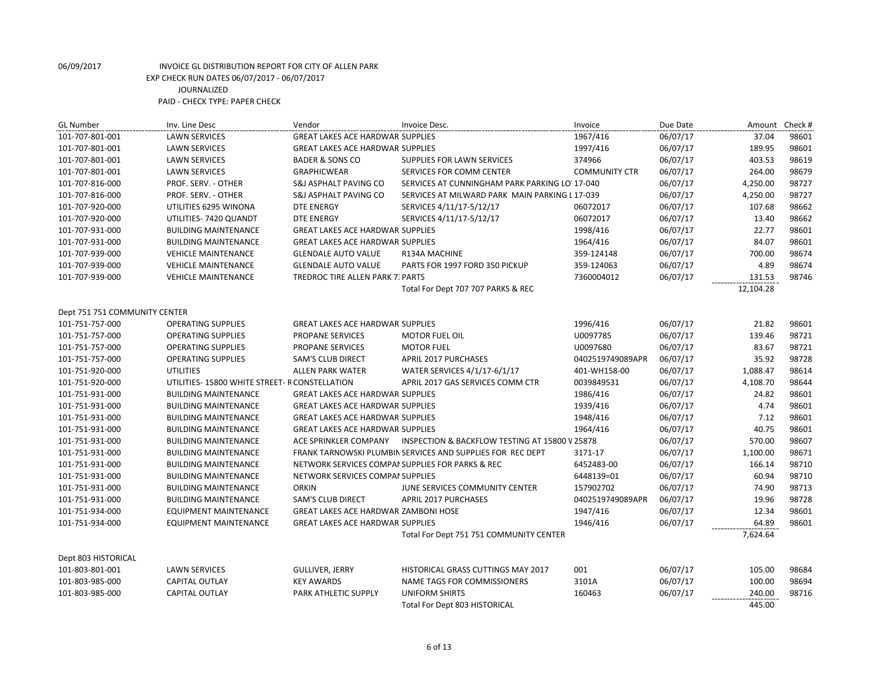06/09/2017 INVOICE GL DISTRIBUTION REPORT FOR CITY OF ALLEN PARK
EXP CHECK RUN DATES 06/07/2017 - 06/07/2017
JOURNALIZED
PAID - CHECK TYPE: PAPER CHECK

| GL Number | Inv. Line Desc | Vendor | Invoice Desc. | Invoice | Due Date | Amount | Check # |
|---|---|---|---|---|---|---|---|
| 101-707-801-001 | LAWN SERVICES | GREAT LAKES ACE HARDWAR | SUPPLIES | 1967/416 | 06/07/17 | 37.04 | 98601 |
| 101-707-801-001 | LAWN SERVICES | GREAT LAKES ACE HARDWAR | SUPPLIES | 1997/416 | 06/07/17 | 189.95 | 98601 |
| 101-707-801-001 | LAWN SERVICES | BADER & SONS CO | SUPPLIES FOR LAWN SERVICES | 374966 | 06/07/17 | 403.53 | 98619 |
| 101-707-801-001 | LAWN SERVICES | GRAPHICWEAR | SERVICES FOR COMM CENTER | COMMUNITY CTR | 06/07/17 | 264.00 | 98679 |
| 101-707-816-000 | PROF. SERV. - OTHER | S&J ASPHALT PAVING CO | SERVICES AT CUNNINGHAM PARK PARKING LO | 17-040 | 06/07/17 | 4,250.00 | 98727 |
| 101-707-816-000 | PROF. SERV. - OTHER | S&J ASPHALT PAVING CO | SERVICES AT MILWARD PARK MAIN PARKING L | 17-039 | 06/07/17 | 4,250.00 | 98727 |
| 101-707-920-000 | UTILITIES 6295 WINONA | DTE ENERGY | SERVICES 4/11/17-5/12/17 | 06072017 | 06/07/17 | 107.68 | 98662 |
| 101-707-920-000 | UTILITIES- 7420 QUANDT | DTE ENERGY | SERVICES 4/11/17-5/12/17 | 06072017 | 06/07/17 | 13.40 | 98662 |
| 101-707-931-000 | BUILDING MAINTENANCE | GREAT LAKES ACE HARDWAR | SUPPLIES | 1998/416 | 06/07/17 | 22.77 | 98601 |
| 101-707-931-000 | BUILDING MAINTENANCE | GREAT LAKES ACE HARDWAR | SUPPLIES | 1964/416 | 06/07/17 | 84.07 | 98601 |
| 101-707-939-000 | VEHICLE MAINTENANCE | GLENDALE AUTO VALUE | R134A MACHINE | 359-124148 | 06/07/17 | 700.00 | 98674 |
| 101-707-939-000 | VEHICLE MAINTENANCE | GLENDALE AUTO VALUE | PARTS FOR 1997 FORD 350 PICKUP | 359-124063 | 06/07/17 | 4.89 | 98674 |
| 101-707-939-000 | VEHICLE MAINTENANCE | TREDROC TIRE ALLEN PARK 7 | PARTS | 7360004012 | 06/07/17 | 131.53 | 98746 |
| | | | Total For Dept 707 707 PARKS & REC | | | 12,104.28 | |
| Dept 751 751 COMMUNITY CENTER | | | | | | | |
| 101-751-757-000 | OPERATING SUPPLIES | GREAT LAKES ACE HARDWAR | SUPPLIES | 1996/416 | 06/07/17 | 21.82 | 98601 |
| 101-751-757-000 | OPERATING SUPPLIES | PROPANE SERVICES | MOTOR FUEL OIL | U0097785 | 06/07/17 | 139.46 | 98721 |
| 101-751-757-000 | OPERATING SUPPLIES | PROPANE SERVICES | MOTOR FUEL | U0097680 | 06/07/17 | 83.67 | 98721 |
| 101-751-757-000 | OPERATING SUPPLIES | SAM'S CLUB DIRECT | APRIL 2017 PURCHASES | 0402519749089APR | 06/07/17 | 35.92 | 98728 |
| 101-751-920-000 | UTILITIES | ALLEN PARK WATER | WATER SERVICES 4/1/17-6/1/17 | 401-WH158-00 | 06/07/17 | 1,088.47 | 98614 |
| 101-751-920-000 | UTILITIES- 15800 WHITE STREET- R | CONSTELLATION | APRIL 2017 GAS SERVICES COMM CTR | 0039849531 | 06/07/17 | 4,108.70 | 98644 |
| 101-751-931-000 | BUILDING MAINTENANCE | GREAT LAKES ACE HARDWAR | SUPPLIES | 1986/416 | 06/07/17 | 24.82 | 98601 |
| 101-751-931-000 | BUILDING MAINTENANCE | GREAT LAKES ACE HARDWAR | SUPPLIES | 1939/416 | 06/07/17 | 4.74 | 98601 |
| 101-751-931-000 | BUILDING MAINTENANCE | GREAT LAKES ACE HARDWAR | SUPPLIES | 1948/416 | 06/07/17 | 7.12 | 98601 |
| 101-751-931-000 | BUILDING MAINTENANCE | GREAT LAKES ACE HARDWAR | SUPPLIES | 1964/416 | 06/07/17 | 40.75 | 98601 |
| 101-751-931-000 | BUILDING MAINTENANCE | ACE SPRINKLER COMPANY | INSPECTION & BACKFLOW TESTING AT 15800 V | 25878 | 06/07/17 | 570.00 | 98607 |
| 101-751-931-000 | BUILDING MAINTENANCE | FRANK TARNOWSKI PLUMBIN | SERVICES AND SUPPLIES FOR REC DEPT | 3171-17 | 06/07/17 | 1,100.00 | 98671 |
| 101-751-931-000 | BUILDING MAINTENANCE | NETWORK SERVICES COMPAI | SUPPLIES FOR PARKS & REC | 6452483-00 | 06/07/17 | 166.14 | 98710 |
| 101-751-931-000 | BUILDING MAINTENANCE | NETWORK SERVICES COMPAI | SUPPLIES | 6448139=01 | 06/07/17 | 60.94 | 98710 |
| 101-751-931-000 | BUILDING MAINTENANCE | ORKIN | JUNE SERVICES COMMUNITY CENTER | 157902702 | 06/07/17 | 74.90 | 98713 |
| 101-751-931-000 | BUILDING MAINTENANCE | SAM'S CLUB DIRECT | APRIL 2017 PURCHASES | 0402519749089APR | 06/07/17 | 19.96 | 98728 |
| 101-751-934-000 | EQUIPMENT MAINTENANCE | GREAT LAKES ACE HARDWAR | ZAMBONI HOSE | 1947/416 | 06/07/17 | 12.34 | 98601 |
| 101-751-934-000 | EQUIPMENT MAINTENANCE | GREAT LAKES ACE HARDWAR | SUPPLIES | 1946/416 | 06/07/17 | 64.89 | 98601 |
| | | | Total For Dept 751 751 COMMUNITY CENTER | | | 7,624.64 | |
| Dept 803 HISTORICAL | | | | | | | |
| 101-803-801-001 | LAWN SERVICES | GULLIVER, JERRY | HISTORICAL GRASS CUTTINGS MAY 2017 | 001 | 06/07/17 | 105.00 | 98684 |
| 101-803-985-000 | CAPITAL OUTLAY | KEY AWARDS | NAME TAGS FOR COMMISSIONERS | 3101A | 06/07/17 | 100.00 | 98694 |
| 101-803-985-000 | CAPITAL OUTLAY | PARK ATHLETIC SUPPLY | UNIFORM SHIRTS | 160463 | 06/07/17 | 240.00 | 98716 |
| | | | Total For Dept 803 HISTORICAL | | | 445.00 | |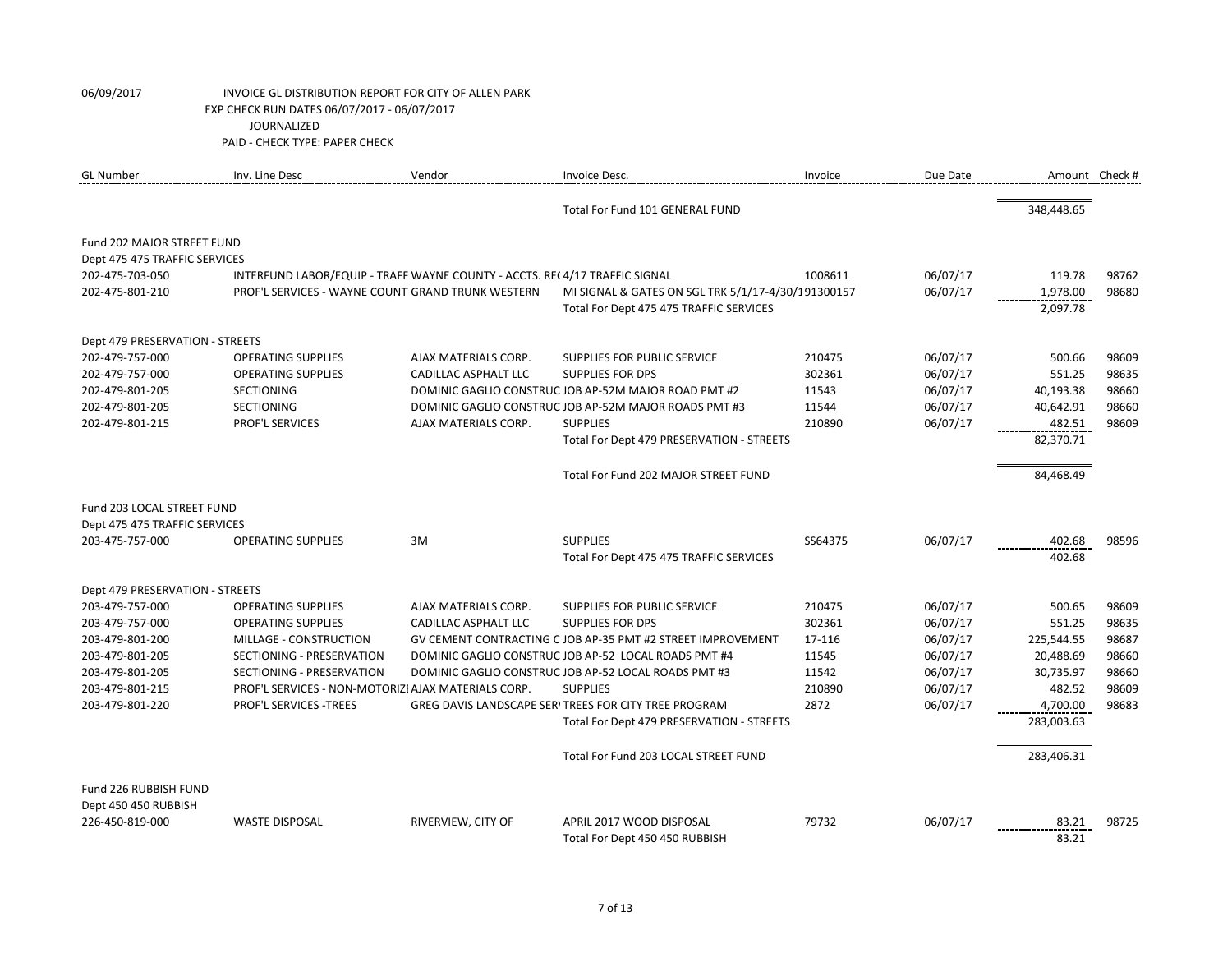06/09/2017 INVOICE GL DISTRIBUTION REPORT FOR CITY OF ALLEN PARK
EXP CHECK RUN DATES 06/07/2017 - 06/07/2017
JOURNALIZED
PAID - CHECK TYPE: PAPER CHECK

| GL Number | Inv. Line Desc | Vendor | Invoice Desc. | Invoice | Due Date | Amount | Check # |
|---|---|---|---|---|---|---|---|
| | | | Total For Fund 101 GENERAL FUND | | | 348,448.65 | |
| Fund 202 MAJOR STREET FUND | | | | | | | |
| Dept 475 475 TRAFFIC SERVICES | | | | | | | |
| 202-475-703-050 | INTERFUND LABOR/EQUIP - TRAFF | WAYNE COUNTY - ACCTS. RE( | 4/17 TRAFFIC SIGNAL | 1008611 | 06/07/17 | 119.78 | 98762 |
| 202-475-801-210 | PROF'L SERVICES - WAYNE COUNT | GRAND TRUNK WESTERN | MI SIGNAL & GATES ON SGL TRK 5/1/17-4/30/1 | 91300157 | 06/07/17 | 1,978.00 | 98680 |
| | | | Total For Dept 475 475 TRAFFIC SERVICES | | | 2,097.78 | |
| Dept 479 PRESERVATION - STREETS | | | | | | | |
| 202-479-757-000 | OPERATING SUPPLIES | AJAX MATERIALS CORP. | SUPPLIES FOR PUBLIC SERVICE | 210475 | 06/07/17 | 500.66 | 98609 |
| 202-479-757-000 | OPERATING SUPPLIES | CADILLAC ASPHALT LLC | SUPPLIES FOR DPS | 302361 | 06/07/17 | 551.25 | 98635 |
| 202-479-801-205 | SECTIONING | DOMINIC GAGLIO CONSTRUC | JOB AP-52M MAJOR ROAD PMT #2 | 11543 | 06/07/17 | 40,193.38 | 98660 |
| 202-479-801-205 | SECTIONING | DOMINIC GAGLIO CONSTRUC | JOB AP-52M MAJOR ROADS PMT #3 | 11544 | 06/07/17 | 40,642.91 | 98660 |
| 202-479-801-215 | PROF'L SERVICES | AJAX MATERIALS CORP. | SUPPLIES | 210890 | 06/07/17 | 482.51 | 98609 |
| | | | Total For Dept 479 PRESERVATION - STREETS | | | 82,370.71 | |
| | | | Total For Fund 202 MAJOR STREET FUND | | | 84,468.49 | |
| Fund 203 LOCAL STREET FUND | | | | | | | |
| Dept 475 475 TRAFFIC SERVICES | | | | | | | |
| 203-475-757-000 | OPERATING SUPPLIES | 3M | SUPPLIES | SS64375 | 06/07/17 | 402.68 | 98596 |
| | | | Total For Dept 475 475 TRAFFIC SERVICES | | | 402.68 | |
| Dept 479 PRESERVATION - STREETS | | | | | | | |
| 203-479-757-000 | OPERATING SUPPLIES | AJAX MATERIALS CORP. | SUPPLIES FOR PUBLIC SERVICE | 210475 | 06/07/17 | 500.65 | 98609 |
| 203-479-757-000 | OPERATING SUPPLIES | CADILLAC ASPHALT LLC | SUPPLIES FOR DPS | 302361 | 06/07/17 | 551.25 | 98635 |
| 203-479-801-200 | MILLAGE - CONSTRUCTION | GV CEMENT CONTRACTING C | JOB AP-35 PMT #2 STREET IMPROVEMENT | 17-116 | 06/07/17 | 225,544.55 | 98687 |
| 203-479-801-205 | SECTIONING - PRESERVATION | DOMINIC GAGLIO CONSTRUC | JOB AP-52 LOCAL ROADS PMT #4 | 11545 | 06/07/17 | 20,488.69 | 98660 |
| 203-479-801-205 | SECTIONING - PRESERVATION | DOMINIC GAGLIO CONSTRUC | JOB AP-52 LOCAL ROADS PMT #3 | 11542 | 06/07/17 | 30,735.97 | 98660 |
| 203-479-801-215 | PROF'L SERVICES - NON-MOTORIZI | AJAX MATERIALS CORP. | SUPPLIES | 210890 | 06/07/17 | 482.52 | 98609 |
| 203-479-801-220 | PROF'L SERVICES -TREES | GREG DAVIS LANDSCAPE SER\ | TREES FOR CITY TREE PROGRAM | 2872 | 06/07/17 | 4,700.00 | 98683 |
| | | | Total For Dept 479 PRESERVATION - STREETS | | | 283,003.63 | |
| | | | Total For Fund 203 LOCAL STREET FUND | | | 283,406.31 | |
| Fund 226 RUBBISH FUND | | | | | | | |
| Dept 450 450 RUBBISH | | | | | | | |
| 226-450-819-000 | WASTE DISPOSAL | RIVERVIEW, CITY OF | APRIL 2017 WOOD DISPOSAL | 79732 | 06/07/17 | 83.21 | 98725 |
| | | | Total For Dept 450 450 RUBBISH | | | 83.21 | |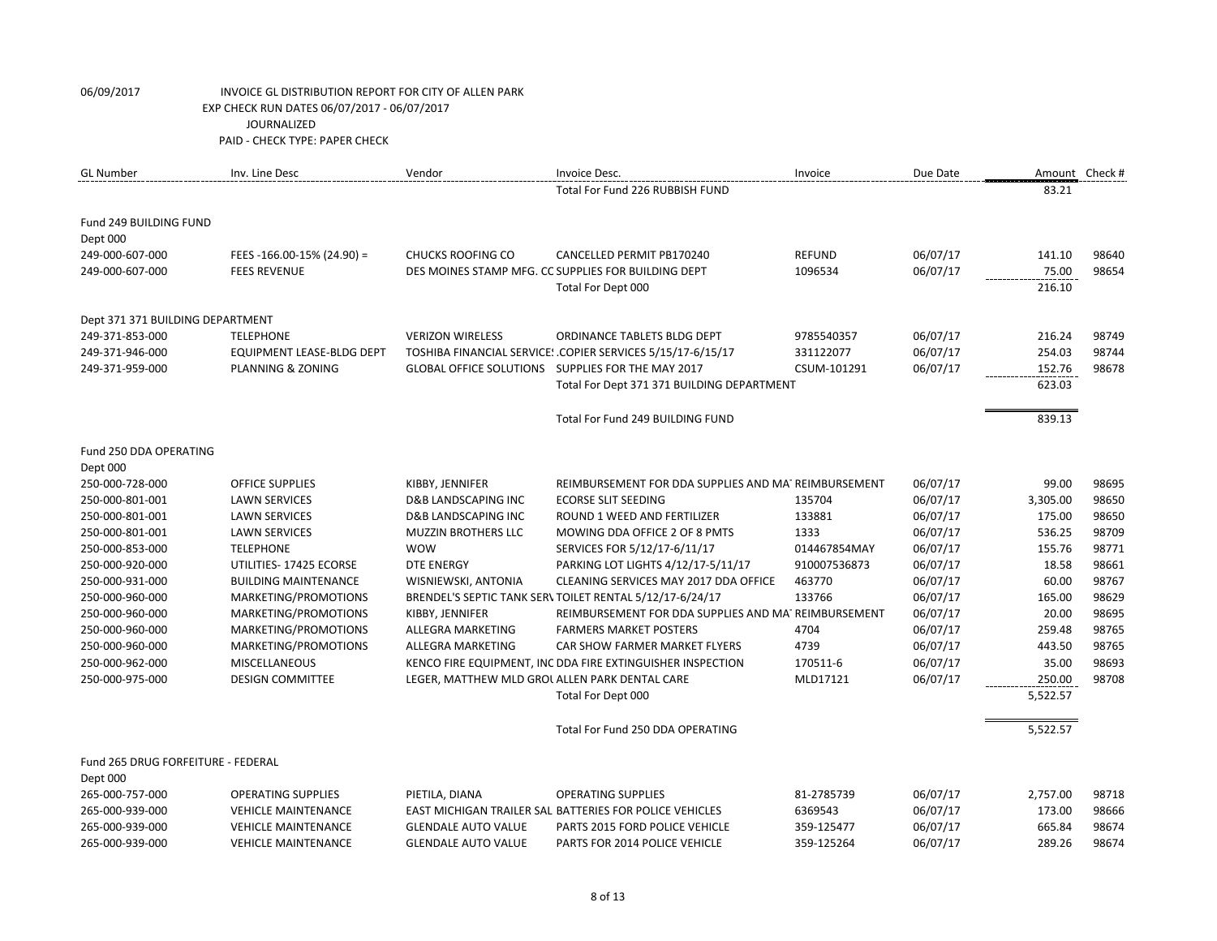06/09/2017 INVOICE GL DISTRIBUTION REPORT FOR CITY OF ALLEN PARK
EXP CHECK RUN DATES 06/07/2017 - 06/07/2017
JOURNALIZED
PAID - CHECK TYPE: PAPER CHECK

| GL Number | Inv. Line Desc | Vendor | Invoice Desc. | Invoice | Due Date | Amount | Check # |
|---|---|---|---|---|---|---|---|
| | | | Total For Fund 226 RUBBISH FUND | | | 83.21 | |
| Fund 249 BUILDING FUND | | | | | | | |
| Dept 000 | | | | | | | |
| 249-000-607-000 | FEES -166.00-15% (24.90) = | CHUCKS ROOFING CO | CANCELLED PERMIT PB170240 | REFUND | 06/07/17 | 141.10 | 98640 |
| 249-000-607-000 | FEES REVENUE | DES MOINES STAMP MFG. CC | SUPPLIES FOR BUILDING DEPT | 1096534 | 06/07/17 | 75.00 | 98654 |
| | | | Total For Dept 000 | | | 216.10 | |
| Dept 371 371 BUILDING DEPARTMENT | | | | | | | |
| 249-371-853-000 | TELEPHONE | VERIZON WIRELESS | ORDINANCE TABLETS BLDG DEPT | 9785540357 | 06/07/17 | 216.24 | 98749 |
| 249-371-946-000 | EQUIPMENT LEASE-BLDG DEPT | TOSHIBA FINANCIAL SERVICE! | .COPIER SERVICES 5/15/17-6/15/17 | 331122077 | 06/07/17 | 254.03 | 98744 |
| 249-371-959-000 | PLANNING & ZONING | GLOBAL OFFICE SOLUTIONS | SUPPLIES FOR THE MAY 2017 | CSUM-101291 | 06/07/17 | 152.76 | 98678 |
| | | | Total For Dept 371 371 BUILDING DEPARTMENT | | | 623.03 | |
| | | | Total For Fund 249 BUILDING FUND | | | 839.13 | |
| Fund 250 DDA OPERATING | | | | | | | |
| Dept 000 | | | | | | | |
| 250-000-728-000 | OFFICE SUPPLIES | KIBBY, JENNIFER | REIMBURSEMENT FOR DDA SUPPLIES AND MA | REIMBURSEMENT | 06/07/17 | 99.00 | 98695 |
| 250-000-801-001 | LAWN SERVICES | D&B LANDSCAPING INC | ECORSE SLIT SEEDING | 135704 | 06/07/17 | 3,305.00 | 98650 |
| 250-000-801-001 | LAWN SERVICES | D&B LANDSCAPING INC | ROUND 1 WEED AND FERTILIZER | 133881 | 06/07/17 | 175.00 | 98650 |
| 250-000-801-001 | LAWN SERVICES | MUZZIN BROTHERS LLC | MOWING DDA OFFICE 2 OF 8 PMTS | 1333 | 06/07/17 | 536.25 | 98709 |
| 250-000-853-000 | TELEPHONE | WOW | SERVICES FOR 5/12/17-6/11/17 | 014467854MAY | 06/07/17 | 155.76 | 98771 |
| 250-000-920-000 | UTILITIES- 17425 ECORSE | DTE ENERGY | PARKING LOT LIGHTS 4/12/17-5/11/17 | 910007536873 | 06/07/17 | 18.58 | 98661 |
| 250-000-931-000 | BUILDING MAINTENANCE | WISNIEWSKI, ANTONIA | CLEANING SERVICES MAY 2017 DDA OFFICE | 463770 | 06/07/17 | 60.00 | 98767 |
| 250-000-960-000 | MARKETING/PROMOTIONS | BRENDEL'S SEPTIC TANK SERV | TOILET RENTAL 5/12/17-6/24/17 | 133766 | 06/07/17 | 165.00 | 98629 |
| 250-000-960-000 | MARKETING/PROMOTIONS | KIBBY, JENNIFER | REIMBURSEMENT FOR DDA SUPPLIES AND MA | REIMBURSEMENT | 06/07/17 | 20.00 | 98695 |
| 250-000-960-000 | MARKETING/PROMOTIONS | ALLEGRA MARKETING | FARMERS MARKET POSTERS | 4704 | 06/07/17 | 259.48 | 98765 |
| 250-000-960-000 | MARKETING/PROMOTIONS | ALLEGRA MARKETING | CAR SHOW FARMER MARKET FLYERS | 4739 | 06/07/17 | 443.50 | 98765 |
| 250-000-962-000 | MISCELLANEOUS | KENCO FIRE EQUIPMENT, INC | DDA FIRE EXTINGUISHER INSPECTION | 170511-6 | 06/07/17 | 35.00 | 98693 |
| 250-000-975-000 | DESIGN COMMITTEE | LEGER, MATTHEW MLD GROU | ALLEN PARK DENTAL CARE | MLD17121 | 06/07/17 | 250.00 | 98708 |
| | | | Total For Dept 000 | | | 5,522.57 | |
| | | | Total For Fund 250 DDA OPERATING | | | 5,522.57 | |
| Fund 265 DRUG FORFEITURE - FEDERAL | | | | | | | |
| Dept 000 | | | | | | | |
| 265-000-757-000 | OPERATING SUPPLIES | PIETILA, DIANA | OPERATING SUPPLIES | 81-2785739 | 06/07/17 | 2,757.00 | 98718 |
| 265-000-939-000 | VEHICLE MAINTENANCE | EAST MICHIGAN TRAILER SAL | BATTERIES FOR POLICE VEHICLES | 6369543 | 06/07/17 | 173.00 | 98666 |
| 265-000-939-000 | VEHICLE MAINTENANCE | GLENDALE AUTO VALUE | PARTS 2015 FORD POLICE VEHICLE | 359-125477 | 06/07/17 | 665.84 | 98674 |
| 265-000-939-000 | VEHICLE MAINTENANCE | GLENDALE AUTO VALUE | PARTS FOR 2014 POLICE VEHICLE | 359-125264 | 06/07/17 | 289.26 | 98674 |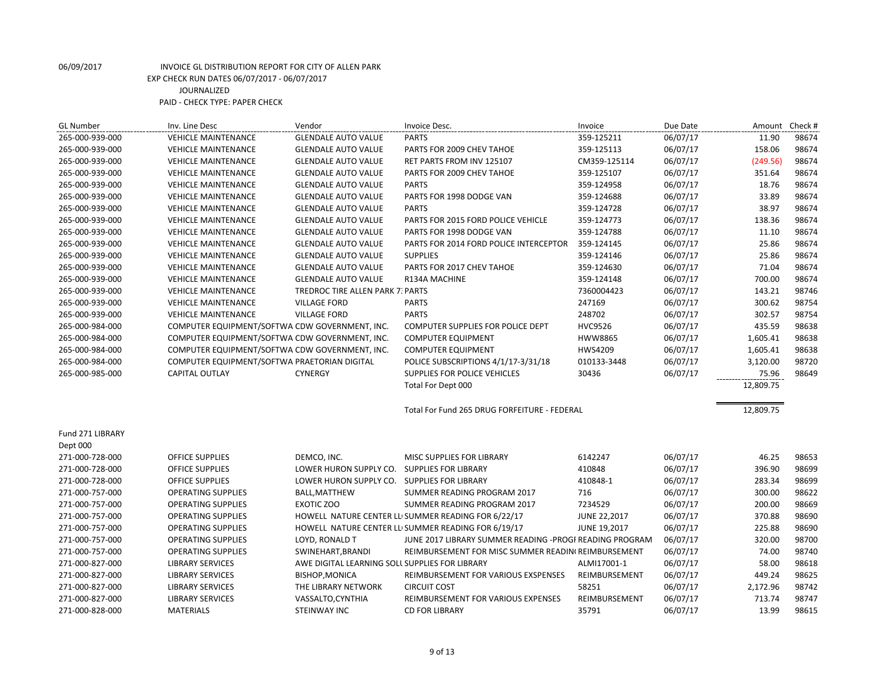06/09/2017 INVOICE GL DISTRIBUTION REPORT FOR CITY OF ALLEN PARK
EXP CHECK RUN DATES 06/07/2017 - 06/07/2017
JOURNALIZED
PAID - CHECK TYPE: PAPER CHECK

| GL Number | Inv. Line Desc | Vendor | Invoice Desc. | Invoice | Due Date | Amount | Check # |
|---|---|---|---|---|---|---|---|
| 265-000-939-000 | VEHICLE MAINTENANCE | GLENDALE AUTO VALUE | PARTS | 359-125211 | 06/07/17 | 11.90 | 98674 |
| 265-000-939-000 | VEHICLE MAINTENANCE | GLENDALE AUTO VALUE | PARTS FOR 2009 CHEV TAHOE | 359-125113 | 06/07/17 | 158.06 | 98674 |
| 265-000-939-000 | VEHICLE MAINTENANCE | GLENDALE AUTO VALUE | RET PARTS FROM INV 125107 | CM359-125114 | 06/07/17 | (249.56) | 98674 |
| 265-000-939-000 | VEHICLE MAINTENANCE | GLENDALE AUTO VALUE | PARTS FOR 2009 CHEV TAHOE | 359-125107 | 06/07/17 | 351.64 | 98674 |
| 265-000-939-000 | VEHICLE MAINTENANCE | GLENDALE AUTO VALUE | PARTS | 359-124958 | 06/07/17 | 18.76 | 98674 |
| 265-000-939-000 | VEHICLE MAINTENANCE | GLENDALE AUTO VALUE | PARTS FOR 1998 DODGE VAN | 359-124688 | 06/07/17 | 33.89 | 98674 |
| 265-000-939-000 | VEHICLE MAINTENANCE | GLENDALE AUTO VALUE | PARTS | 359-124728 | 06/07/17 | 38.97 | 98674 |
| 265-000-939-000 | VEHICLE MAINTENANCE | GLENDALE AUTO VALUE | PARTS FOR 2015 FORD POLICE VEHICLE | 359-124773 | 06/07/17 | 138.36 | 98674 |
| 265-000-939-000 | VEHICLE MAINTENANCE | GLENDALE AUTO VALUE | PARTS FOR 1998 DODGE VAN | 359-124788 | 06/07/17 | 11.10 | 98674 |
| 265-000-939-000 | VEHICLE MAINTENANCE | GLENDALE AUTO VALUE | PARTS FOR 2014 FORD POLICE INTERCEPTOR | 359-124145 | 06/07/17 | 25.86 | 98674 |
| 265-000-939-000 | VEHICLE MAINTENANCE | GLENDALE AUTO VALUE | SUPPLIES | 359-124146 | 06/07/17 | 25.86 | 98674 |
| 265-000-939-000 | VEHICLE MAINTENANCE | GLENDALE AUTO VALUE | PARTS FOR 2017 CHEV TAHOE | 359-124630 | 06/07/17 | 71.04 | 98674 |
| 265-000-939-000 | VEHICLE MAINTENANCE | GLENDALE AUTO VALUE | R134A MACHINE | 359-124148 | 06/07/17 | 700.00 | 98674 |
| 265-000-939-000 | VEHICLE MAINTENANCE | TREDROC TIRE ALLEN PARK 7: | PARTS | 7360004423 | 06/07/17 | 143.21 | 98746 |
| 265-000-939-000 | VEHICLE MAINTENANCE | VILLAGE FORD | PARTS | 247169 | 06/07/17 | 300.62 | 98754 |
| 265-000-939-000 | VEHICLE MAINTENANCE | VILLAGE FORD | PARTS | 248702 | 06/07/17 | 302.57 | 98754 |
| 265-000-984-000 | COMPUTER EQUIPMENT/SOFTWA | CDW GOVERNMENT, INC. | COMPUTER SUPPLIES FOR POLICE DEPT | HVC9526 | 06/07/17 | 435.59 | 98638 |
| 265-000-984-000 | COMPUTER EQUIPMENT/SOFTWA | CDW GOVERNMENT, INC. | COMPUTER EQUIPMENT | HWW8865 | 06/07/17 | 1,605.41 | 98638 |
| 265-000-984-000 | COMPUTER EQUIPMENT/SOFTWA | CDW GOVERNMENT, INC. | COMPUTER EQUIPMENT | HWS4209 | 06/07/17 | 1,605.41 | 98638 |
| 265-000-984-000 | COMPUTER EQUIPMENT/SOFTWA | PRAETORIAN DIGITAL | POLICE SUBSCRIPTIONS 4/1/17-3/31/18 | 010133-3448 | 06/07/17 | 3,120.00 | 98720 |
| 265-000-985-000 | CAPITAL OUTLAY | CYNERGY | SUPPLIES FOR POLICE VEHICLES | 30436 | 06/07/17 | 75.96 | 98649 |
| | | | Total For Dept 000 | | | 12,809.75 | |
| | | | Total For Fund 265 DRUG FORFEITURE - FEDERAL | | | 12,809.75 | |
| Fund 271 LIBRARY | | | | | | | |
| Dept 000 | | | | | | | |
| 271-000-728-000 | OFFICE SUPPLIES | DEMCO, INC. | MISC SUPPLIES FOR LIBRARY | 6142247 | 06/07/17 | 46.25 | 98653 |
| 271-000-728-000 | OFFICE SUPPLIES | LOWER HURON SUPPLY CO. | SUPPLIES FOR LIBRARY | 410848 | 06/07/17 | 396.90 | 98699 |
| 271-000-728-000 | OFFICE SUPPLIES | LOWER HURON SUPPLY CO. | SUPPLIES FOR LIBRARY | 410848-1 | 06/07/17 | 283.34 | 98699 |
| 271-000-757-000 | OPERATING SUPPLIES | BALL,MATTHEW | SUMMER READING PROGRAM 2017 | 716 | 06/07/17 | 300.00 | 98622 |
| 271-000-757-000 | OPERATING SUPPLIES | EXOTIC ZOO | SUMMER READING PROGRAM 2017 | 7234529 | 06/07/17 | 200.00 | 98669 |
| 271-000-757-000 | OPERATING SUPPLIES | HOWELL NATURE CENTER LL | SUMMER READING FOR 6/22/17 | JUNE 22,2017 | 06/07/17 | 370.88 | 98690 |
| 271-000-757-000 | OPERATING SUPPLIES | HOWELL NATURE CENTER LL | SUMMER READING FOR 6/19/17 | JUNE 19,2017 | 06/07/17 | 225.88 | 98690 |
| 271-000-757-000 | OPERATING SUPPLIES | LOYD, RONALD T | JUNE 2017 LIBRARY SUMMER READING -PROGI | READING PROGRAM | 06/07/17 | 320.00 | 98700 |
| 271-000-757-000 | OPERATING SUPPLIES | SWINEHART,BRANDI | REIMBURSEMENT FOR MISC SUMMER READIN( | REIMBURSEMENT | 06/07/17 | 74.00 | 98740 |
| 271-000-827-000 | LIBRARY SERVICES | AWE DIGITAL LEARNING SOLU | SUPPLIES FOR LIBRARY | ALMI17001-1 | 06/07/17 | 58.00 | 98618 |
| 271-000-827-000 | LIBRARY SERVICES | BISHOP,MONICA | REIMBURSEMENT FOR VARIOUS EXSPENSES | REIMBURSEMENT | 06/07/17 | 449.24 | 98625 |
| 271-000-827-000 | LIBRARY SERVICES | THE LIBRARY NETWORK | CIRCUIT COST | 58251 | 06/07/17 | 2,172.96 | 98742 |
| 271-000-827-000 | LIBRARY SERVICES | VASSALTO,CYNTHIA | REIMBURSEMENT FOR VARIOUS EXPENSES | REIMBURSEMENT | 06/07/17 | 713.74 | 98747 |
| 271-000-828-000 | MATERIALS | STEINWAY INC | CD FOR LIBRARY | 35791 | 06/07/17 | 13.99 | 98615 |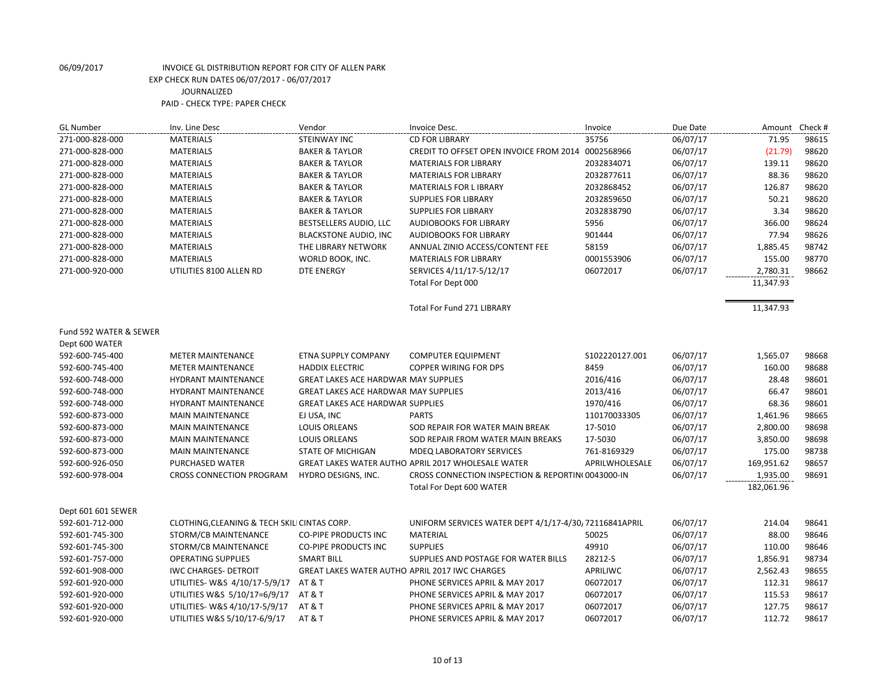06/09/2017 INVOICE GL DISTRIBUTION REPORT FOR CITY OF ALLEN PARK
EXP CHECK RUN DATES 06/07/2017 - 06/07/2017
JOURNALIZED
PAID - CHECK TYPE: PAPER CHECK

| GL Number | Inv. Line Desc | Vendor | Invoice Desc. | Invoice | Due Date | Amount | Check # |
|---|---|---|---|---|---|---|---|
| 271-000-828-000 | MATERIALS | STEINWAY INC | CD FOR LIBRARY | 35756 | 06/07/17 | 71.95 | 98615 |
| 271-000-828-000 | MATERIALS | BAKER & TAYLOR | CREDIT TO OFFSET OPEN INVOICE FROM 2014 | 0002568966 | 06/07/17 | (21.79) | 98620 |
| 271-000-828-000 | MATERIALS | BAKER & TAYLOR | MATERIALS FOR LIBRARY | 2032834071 | 06/07/17 | 139.11 | 98620 |
| 271-000-828-000 | MATERIALS | BAKER & TAYLOR | MATERIALS FOR LIBRARY | 2032877611 | 06/07/17 | 88.36 | 98620 |
| 271-000-828-000 | MATERIALS | BAKER & TAYLOR | MATERIALS FOR L IBRARY | 2032868452 | 06/07/17 | 126.87 | 98620 |
| 271-000-828-000 | MATERIALS | BAKER & TAYLOR | SUPPLIES FOR LIBRARY | 2032859650 | 06/07/17 | 50.21 | 98620 |
| 271-000-828-000 | MATERIALS | BAKER & TAYLOR | SUPPLIES FOR LIBRARY | 2032838790 | 06/07/17 | 3.34 | 98620 |
| 271-000-828-000 | MATERIALS | BESTSELLERS AUDIO, LLC | AUDIOBOOKS FOR LIBRARY | 5956 | 06/07/17 | 366.00 | 98624 |
| 271-000-828-000 | MATERIALS | BLACKSTONE AUDIO, INC | AUDIOBOOKS FOR LIBRARY | 901444 | 06/07/17 | 77.94 | 98626 |
| 271-000-828-000 | MATERIALS | THE LIBRARY NETWORK | ANNUAL ZINIO ACCESS/CONTENT FEE | 58159 | 06/07/17 | 1,885.45 | 98742 |
| 271-000-828-000 | MATERIALS | WORLD BOOK, INC. | MATERIALS FOR LIBRARY | 0001553906 | 06/07/17 | 155.00 | 98770 |
| 271-000-920-000 | UTILITIES 8100 ALLEN RD | DTE ENERGY | SERVICES 4/11/17-5/12/17 | 06072017 | 06/07/17 | 2,780.31 | 98662 |
| | | | Total For Dept 000 | | | 11,347.93 | |
| | | | Total For Fund 271 LIBRARY | | | 11,347.93 | |
| Fund 592 WATER & SEWER | | | | | | | |
| Dept 600 WATER | | | | | | | |
| 592-600-745-400 | METER MAINTENANCE | ETNA SUPPLY COMPANY | COMPUTER EQUIPMENT | S102220127.001 | 06/07/17 | 1,565.07 | 98668 |
| 592-600-745-400 | METER MAINTENANCE | HADDIX ELECTRIC | COPPER WIRING FOR DPS | 8459 | 06/07/17 | 160.00 | 98688 |
| 592-600-748-000 | HYDRANT MAINTENANCE | GREAT LAKES ACE HARDWAR | MAY SUPPLIES | 2016/416 | 06/07/17 | 28.48 | 98601 |
| 592-600-748-000 | HYDRANT MAINTENANCE | GREAT LAKES ACE HARDWAR | MAY SUPPLIES | 2013/416 | 06/07/17 | 66.47 | 98601 |
| 592-600-748-000 | HYDRANT MAINTENANCE | GREAT LAKES ACE HARDWAR | SUPPLIES | 1970/416 | 06/07/17 | 68.36 | 98601 |
| 592-600-873-000 | MAIN MAINTENANCE | EJ USA, INC | PARTS | 110170033305 | 06/07/17 | 1,461.96 | 98665 |
| 592-600-873-000 | MAIN MAINTENANCE | LOUIS ORLEANS | SOD REPAIR FOR WATER MAIN BREAK | 17-5010 | 06/07/17 | 2,800.00 | 98698 |
| 592-600-873-000 | MAIN MAINTENANCE | LOUIS ORLEANS | SOD REPAIR FROM WATER MAIN BREAKS | 17-5030 | 06/07/17 | 3,850.00 | 98698 |
| 592-600-873-000 | MAIN MAINTENANCE | STATE OF MICHIGAN | MDEQ LABORATORY SERVICES | 761-8169329 | 06/07/17 | 175.00 | 98738 |
| 592-600-926-050 | PURCHASED WATER | GREAT LAKES WATER AUTHO | APRIL 2017 WHOLESALE WATER | APRILWHOLESALE | 06/07/17 | 169,951.62 | 98657 |
| 592-600-978-004 | CROSS CONNECTION PROGRAM | HYDRO DESIGNS, INC. | CROSS CONNECTION INSPECTION & REPORTIN | 0043000-IN | 06/07/17 | 1,935.00 | 98691 |
| | | | Total For Dept 600 WATER | | | 182,061.96 | |
| Dept 601 601 SEWER | | | | | | | |
| 592-601-712-000 | CLOTHING,CLEANING & TECH SKIL | CINTAS CORP. | UNIFORM SERVICES WATER DEPT 4/1/17-4/30/ | 72116841APRIL | 06/07/17 | 214.04 | 98641 |
| 592-601-745-300 | STORM/CB MAINTENANCE | CO-PIPE PRODUCTS INC | MATERIAL | 50025 | 06/07/17 | 88.00 | 98646 |
| 592-601-745-300 | STORM/CB MAINTENANCE | CO-PIPE PRODUCTS INC | SUPPLIES | 49910 | 06/07/17 | 110.00 | 98646 |
| 592-601-757-000 | OPERATING SUPPLIES | SMART BILL | SUPPLIES AND POSTAGE FOR WATER BILLS | 28212-S | 06/07/17 | 1,856.91 | 98734 |
| 592-601-908-000 | IWC CHARGES- DETROIT | GREAT LAKES WATER AUTHO | APRIL 2017 IWC CHARGES | APRILIWC | 06/07/17 | 2,562.43 | 98655 |
| 592-601-920-000 | UTILITIES- W&S 4/10/17-5/9/17 | AT & T | PHONE SERVICES APRIL & MAY 2017 | 06072017 | 06/07/17 | 112.31 | 98617 |
| 592-601-920-000 | UTILITIES W&S 5/10/17=6/9/17 | AT & T | PHONE SERVICES APRIL & MAY 2017 | 06072017 | 06/07/17 | 115.53 | 98617 |
| 592-601-920-000 | UTILITIES- W&S 4/10/17-5/9/17 | AT & T | PHONE SERVICES APRIL & MAY 2017 | 06072017 | 06/07/17 | 127.75 | 98617 |
| 592-601-920-000 | UTILITIES W&S 5/10/17-6/9/17 | AT & T | PHONE SERVICES APRIL & MAY 2017 | 06072017 | 06/07/17 | 112.72 | 98617 |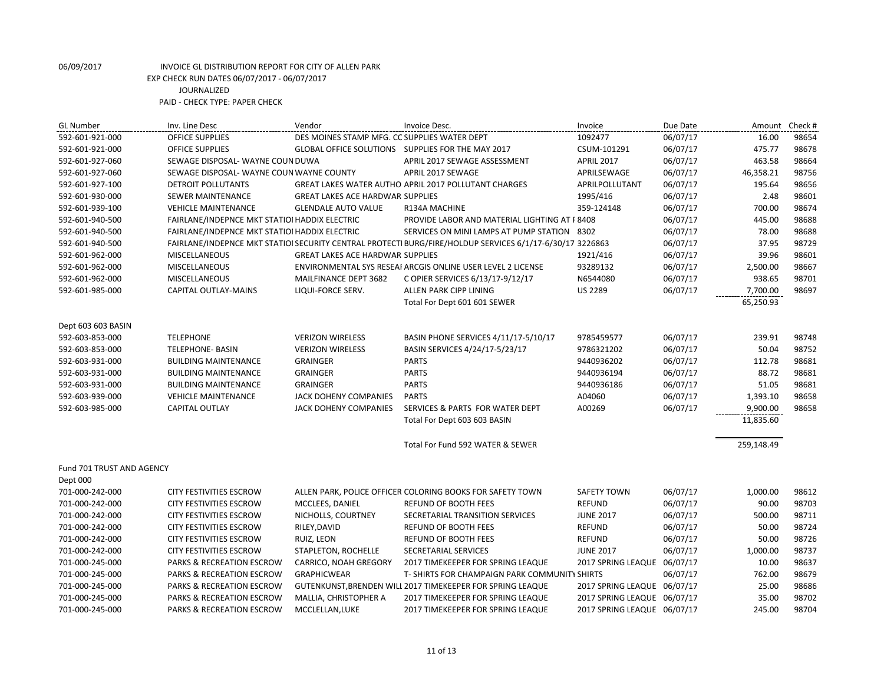06/09/2017 INVOICE GL DISTRIBUTION REPORT FOR CITY OF ALLEN PARK
EXP CHECK RUN DATES 06/07/2017 - 06/07/2017
JOURNALIZED
PAID - CHECK TYPE: PAPER CHECK

| GL Number | Inv. Line Desc | Vendor | Invoice Desc. | Invoice | Due Date | Amount | Check # |
|---|---|---|---|---|---|---|---|
| 592-601-921-000 | OFFICE SUPPLIES | DES MOINES STAMP MFG. CC | SUPPLIES WATER DEPT | 1092477 | 06/07/17 | 16.00 | 98654 |
| 592-601-921-000 | OFFICE SUPPLIES | GLOBAL OFFICE SOLUTIONS | SUPPLIES FOR THE MAY 2017 | CSUM-101291 | 06/07/17 | 475.77 | 98678 |
| 592-601-927-060 | SEWAGE DISPOSAL- WAYNE COUN | DUWA | APRIL 2017 SEWAGE ASSESSMENT | APRIL 2017 | 06/07/17 | 463.58 | 98664 |
| 592-601-927-060 | SEWAGE DISPOSAL- WAYNE COUN | WAYNE COUNTY | APRIL 2017 SEWAGE | APRILSEWAGE | 06/07/17 | 46,358.21 | 98756 |
| 592-601-927-100 | DETROIT POLLUTANTS | GREAT LAKES WATER AUTHO | APRIL 2017 POLLUTANT CHARGES | APRILPOLLUTANT | 06/07/17 | 195.64 | 98656 |
| 592-601-930-000 | SEWER MAINTENANCE | GREAT LAKES ACE HARDWAR | SUPPLIES | 1995/416 | 06/07/17 | 2.48 | 98601 |
| 592-601-939-100 | VEHICLE MAINTENANCE | GLENDALE AUTO VALUE | R134A MACHINE | 359-124148 | 06/07/17 | 700.00 | 98674 |
| 592-601-940-500 | FAIRLANE/INDEPNCE MKT STATIOI | HADDIX ELECTRIC | PROVIDE LABOR AND MATERIAL LIGHTING AT F | 8408 | 06/07/17 | 445.00 | 98688 |
| 592-601-940-500 | FAIRLANE/INDEPNCE MKT STATIOI | HADDIX ELECTRIC | SERVICES ON MINI LAMPS AT PUMP STATION | 8302 | 06/07/17 | 78.00 | 98688 |
| 592-601-940-500 | FAIRLANE/INDEPNCE MKT STATIOI | SECURITY CENTRAL PROTECTI | BURG/FIRE/HOLDUP SERVICES 6/1/17-6/30/17 | 3226863 | 06/07/17 | 37.95 | 98729 |
| 592-601-962-000 | MISCELLANEOUS | GREAT LAKES ACE HARDWAR | SUPPLIES | 1921/416 | 06/07/17 | 39.96 | 98601 |
| 592-601-962-000 | MISCELLANEOUS | ENVIRONMENTAL SYS RESEAI | ARCGIS ONLINE USER LEVEL 2 LICENSE | 93289132 | 06/07/17 | 2,500.00 | 98667 |
| 592-601-962-000 | MISCELLANEOUS | MAILFINANCE DEPT 3682 | C OPIER SERVICES 6/13/17-9/12/17 | N6544080 | 06/07/17 | 938.65 | 98701 |
| 592-601-985-000 | CAPITAL OUTLAY-MAINS | LIQUI-FORCE SERV. | ALLEN PARK CIPP LINING | US 2289 | 06/07/17 | 7,700.00 | 98697 |
| | | | Total For Dept 601 601 SEWER | | | 65,250.93 | |
| Dept 603 603 BASIN | | | | | | | |
| 592-603-853-000 | TELEPHONE | VERIZON WIRELESS | BASIN PHONE SERVICES 4/11/17-5/10/17 | 9785459577 | 06/07/17 | 239.91 | 98748 |
| 592-603-853-000 | TELEPHONE- BASIN | VERIZON WIRELESS | BASIN SERVICES 4/24/17-5/23/17 | 9786321202 | 06/07/17 | 50.04 | 98752 |
| 592-603-931-000 | BUILDING MAINTENANCE | GRAINGER | PARTS | 9440936202 | 06/07/17 | 112.78 | 98681 |
| 592-603-931-000 | BUILDING MAINTENANCE | GRAINGER | PARTS | 9440936194 | 06/07/17 | 88.72 | 98681 |
| 592-603-931-000 | BUILDING MAINTENANCE | GRAINGER | PARTS | 9440936186 | 06/07/17 | 51.05 | 98681 |
| 592-603-939-000 | VEHICLE MAINTENANCE | JACK DOHENY COMPANIES | PARTS | A04060 | 06/07/17 | 1,393.10 | 98658 |
| 592-603-985-000 | CAPITAL OUTLAY | JACK DOHENY COMPANIES | SERVICES & PARTS FOR WATER DEPT | A00269 | 06/07/17 | 9,900.00 | 98658 |
| | | | Total For Dept 603 603 BASIN | | | 11,835.60 | |
| | | | Total For Fund 592 WATER & SEWER | | | 259,148.49 | |
| Fund 701 TRUST AND AGENCY | | | | | | | |
| Dept 000 | | | | | | | |
| 701-000-242-000 | CITY FESTIVITIES ESCROW | ALLEN PARK, POLICE OFFICER | COLORING BOOKS FOR SAFETY TOWN | SAFETY TOWN | 06/07/17 | 1,000.00 | 98612 |
| 701-000-242-000 | CITY FESTIVITIES ESCROW | MCCLEES, DANIEL | REFUND OF BOOTH FEES | REFUND | 06/07/17 | 90.00 | 98703 |
| 701-000-242-000 | CITY FESTIVITIES ESCROW | NICHOLLS, COURTNEY | SECRETARIAL TRANSITION SERVICES | JUNE 2017 | 06/07/17 | 500.00 | 98711 |
| 701-000-242-000 | CITY FESTIVITIES ESCROW | RILEY,DAVID | REFUND OF BOOTH FEES | REFUND | 06/07/17 | 50.00 | 98724 |
| 701-000-242-000 | CITY FESTIVITIES ESCROW | RUIZ, LEON | REFUND OF BOOTH FEES | REFUND | 06/07/17 | 50.00 | 98726 |
| 701-000-242-000 | CITY FESTIVITIES ESCROW | STAPLETON, ROCHELLE | SECRETARIAL SERVICES | JUNE 2017 | 06/07/17 | 1,000.00 | 98737 |
| 701-000-245-000 | PARKS & RECREATION ESCROW | CARRICO, NOAH GREGORY | 2017 TIMEKEEPER FOR SPRING LEAQUE | 2017 SPRING LEAQUE | 06/07/17 | 10.00 | 98637 |
| 701-000-245-000 | PARKS & RECREATION ESCROW | GRAPHICWEAR | T- SHIRTS FOR CHAMPAIGN PARK COMMUNITY | SHIRTS | 06/07/17 | 762.00 | 98679 |
| 701-000-245-000 | PARKS & RECREATION ESCROW | GUTENKUNST,BRENDEN WILL | 2017 TIMEKEEPER FOR SPRING LEAQUE | 2017 SPRING LEAQUE | 06/07/17 | 25.00 | 98686 |
| 701-000-245-000 | PARKS & RECREATION ESCROW | MALLIA, CHRISTOPHER A | 2017 TIMEKEEPER FOR SPRING LEAQUE | 2017 SPRING LEAQUE | 06/07/17 | 35.00 | 98702 |
| 701-000-245-000 | PARKS & RECREATION ESCROW | MCCLELLAN,LUKE | 2017 TIMEKEEPER FOR SPRING LEAQUE | 2017 SPRING LEAQUE | 06/07/17 | 245.00 | 98704 |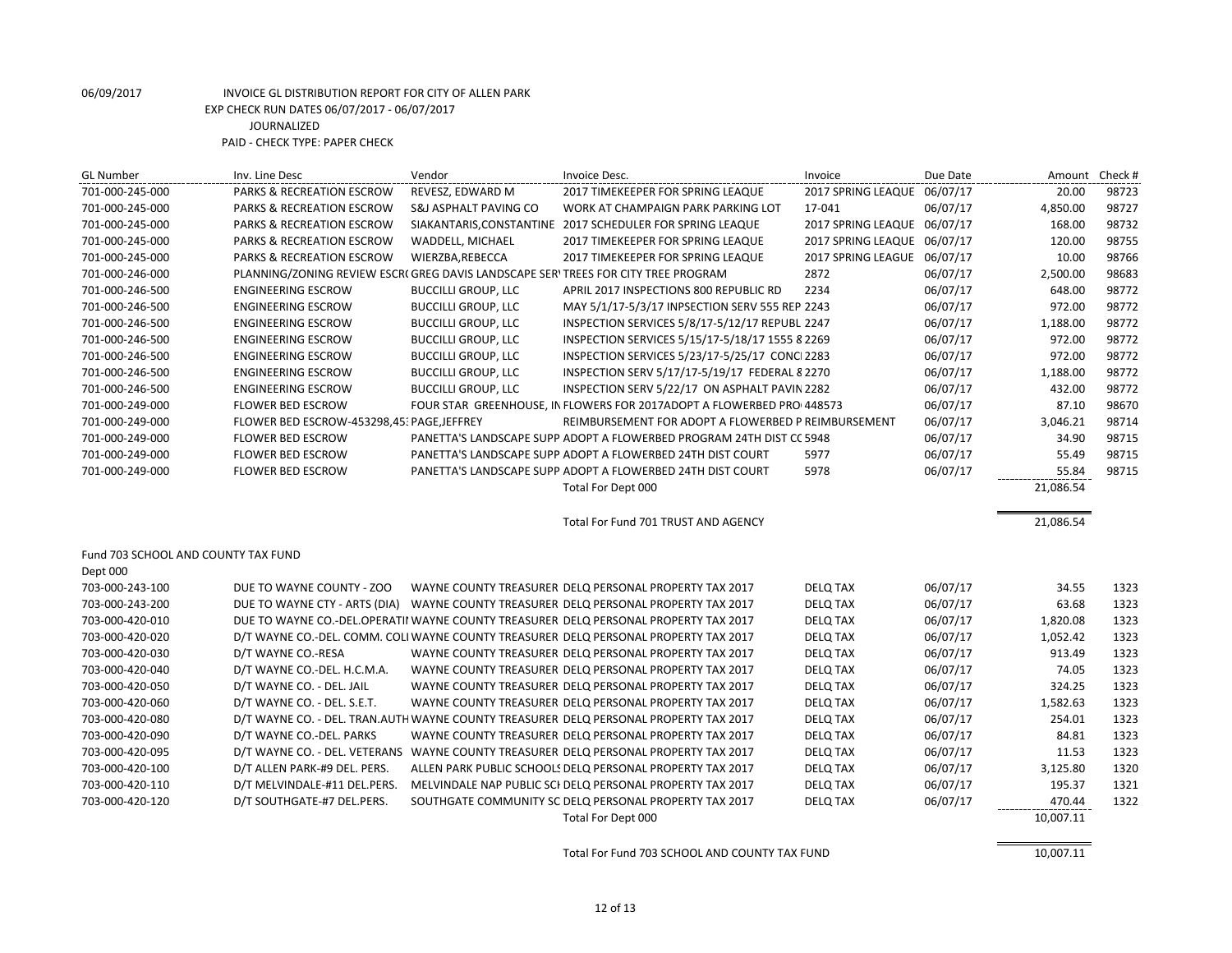06/09/2017 INVOICE GL DISTRIBUTION REPORT FOR CITY OF ALLEN PARK
EXP CHECK RUN DATES 06/07/2017 - 06/07/2017
JOURNALIZED
PAID - CHECK TYPE: PAPER CHECK

| GL Number | Inv. Line Desc | Vendor | Invoice Desc. | Invoice | Due Date | Amount | Check # |
|---|---|---|---|---|---|---|---|
| 701-000-245-000 | PARKS & RECREATION ESCROW | REVESZ, EDWARD M | 2017 TIMEKEEPER FOR SPRING LEAQUE | 2017 SPRING LEAQUE | 06/07/17 | 20.00 | 98723 |
| 701-000-245-000 | PARKS & RECREATION ESCROW | S&J ASPHALT PAVING CO | WORK AT CHAMPAIGN PARK PARKING LOT | 17-041 | 06/07/17 | 4,850.00 | 98727 |
| 701-000-245-000 | PARKS & RECREATION ESCROW | SIAKANTARIS,CONSTANTINE | 2017 SCHEDULER FOR SPRING LEAQUE | 2017 SPRING LEAQUE | 06/07/17 | 168.00 | 98732 |
| 701-000-245-000 | PARKS & RECREATION ESCROW | WADDELL, MICHAEL | 2017 TIMEKEEPER FOR SPRING LEAQUE | 2017 SPRING LEAQUE | 06/07/17 | 120.00 | 98755 |
| 701-000-245-000 | PARKS & RECREATION ESCROW | WIERZBA,REBECCA | 2017 TIMEKEEPER FOR SPRING LEAQUE | 2017 SPRING LEAQUE | 06/07/17 | 10.00 | 98766 |
| 701-000-246-000 | PLANNING/ZONING REVIEW ESCR( | GREG DAVIS LANDSCAPE SER\ | TREES FOR CITY TREE PROGRAM | 2872 | 06/07/17 | 2,500.00 | 98683 |
| 701-000-246-500 | ENGINEERING ESCROW | BUCCILLI GROUP, LLC | APRIL 2017 INSPECTIONS 800 REPUBLIC RD | 2234 | 06/07/17 | 648.00 | 98772 |
| 701-000-246-500 | ENGINEERING ESCROW | BUCCILLI GROUP, LLC | MAY 5/1/17-5/3/17 INPSECTION SERV 555 REP | 2243 | 06/07/17 | 972.00 | 98772 |
| 701-000-246-500 | ENGINEERING ESCROW | BUCCILLI GROUP, LLC | INSPECTION SERVICES 5/8/17-5/12/17 REPUBL | 2247 | 06/07/17 | 1,188.00 | 98772 |
| 701-000-246-500 | ENGINEERING ESCROW | BUCCILLI GROUP, LLC | INSPECTION SERVICES 5/15/17-5/18/17 1555 8 | 2269 | 06/07/17 | 972.00 | 98772 |
| 701-000-246-500 | ENGINEERING ESCROW | BUCCILLI GROUP, LLC | INSPECTION SERVICES 5/23/17-5/25/17 CONC | 2283 | 06/07/17 | 972.00 | 98772 |
| 701-000-246-500 | ENGINEERING ESCROW | BUCCILLI GROUP, LLC | INSPECTION SERV 5/17/17-5/19/17 FEDERAL 8 | 2270 | 06/07/17 | 1,188.00 | 98772 |
| 701-000-246-500 | ENGINEERING ESCROW | BUCCILLI GROUP, LLC | INSPECTION SERV 5/22/17 ON ASPHALT PAVIN | 2282 | 06/07/17 | 432.00 | 98772 |
| 701-000-249-000 | FLOWER BED ESCROW | FOUR STAR GREENHOUSE, IN | FLOWERS FOR 2017ADOPT A FLOWERBED PRO | 448573 | 06/07/17 | 87.10 | 98670 |
| 701-000-249-000 | FLOWER BED ESCROW-453298,45: | PAGE,JEFFREY | REIMBURSEMENT FOR ADOPT A FLOWERBED P | REIMBURSEMENT | 06/07/17 | 3,046.21 | 98714 |
| 701-000-249-000 | FLOWER BED ESCROW | PANETTA'S LANDSCAPE SUPP | ADOPT A FLOWERBED PROGRAM 24TH DIST CC | 5948 | 06/07/17 | 34.90 | 98715 |
| 701-000-249-000 | FLOWER BED ESCROW | PANETTA'S LANDSCAPE SUPP | ADOPT A FLOWERBED 24TH DIST COURT | 5977 | 06/07/17 | 55.49 | 98715 |
| 701-000-249-000 | FLOWER BED ESCROW | PANETTA'S LANDSCAPE SUPP | ADOPT A FLOWERBED 24TH DIST COURT | 5978 | 06/07/17 | 55.84 | 98715 |
| | | | Total For Dept 000 | | | 21,086.54 | |
| | | | Total For Fund 701 TRUST AND AGENCY | | | 21,086.54 | |

Fund 703 SCHOOL AND COUNTY TAX FUND

Dept 000

| GL Number | Inv. Line Desc | Vendor | Invoice Desc. | Invoice | Due Date | Amount | Check # |
|---|---|---|---|---|---|---|---|
| 703-000-243-100 | DUE TO WAYNE COUNTY - ZOO | WAYNE COUNTY TREASURER | DELQ PERSONAL PROPERTY TAX 2017 | DELQ TAX | 06/07/17 | 34.55 | 1323 |
| 703-000-243-200 | DUE TO WAYNE CTY - ARTS (DIA) | WAYNE COUNTY TREASURER | DELQ PERSONAL PROPERTY TAX 2017 | DELQ TAX | 06/07/17 | 63.68 | 1323 |
| 703-000-420-010 | DUE TO WAYNE CO.-DEL.OPERATI | WAYNE COUNTY TREASURER | DELQ PERSONAL PROPERTY TAX 2017 | DELQ TAX | 06/07/17 | 1,820.08 | 1323 |
| 703-000-420-020 | D/T WAYNE CO.-DEL. COMM. COLI | WAYNE COUNTY TREASURER | DELQ PERSONAL PROPERTY TAX 2017 | DELQ TAX | 06/07/17 | 1,052.42 | 1323 |
| 703-000-420-030 | D/T WAYNE CO.-RESA | WAYNE COUNTY TREASURER | DELQ PERSONAL PROPERTY TAX 2017 | DELQ TAX | 06/07/17 | 913.49 | 1323 |
| 703-000-420-040 | D/T WAYNE CO.-DEL. H.C.M.A. | WAYNE COUNTY TREASURER | DELQ PERSONAL PROPERTY TAX 2017 | DELQ TAX | 06/07/17 | 74.05 | 1323 |
| 703-000-420-050 | D/T WAYNE CO. - DEL. JAIL | WAYNE COUNTY TREASURER | DELQ PERSONAL PROPERTY TAX 2017 | DELQ TAX | 06/07/17 | 324.25 | 1323 |
| 703-000-420-060 | D/T WAYNE CO. - DEL. S.E.T. | WAYNE COUNTY TREASURER | DELQ PERSONAL PROPERTY TAX 2017 | DELQ TAX | 06/07/17 | 1,582.63 | 1323 |
| 703-000-420-080 | D/T WAYNE CO. - DEL. TRAN.AUTH | WAYNE COUNTY TREASURER | DELQ PERSONAL PROPERTY TAX 2017 | DELQ TAX | 06/07/17 | 254.01 | 1323 |
| 703-000-420-090 | D/T WAYNE CO.-DEL. PARKS | WAYNE COUNTY TREASURER | DELQ PERSONAL PROPERTY TAX 2017 | DELQ TAX | 06/07/17 | 84.81 | 1323 |
| 703-000-420-095 | D/T WAYNE CO. - DEL. VETERANS | WAYNE COUNTY TREASURER | DELQ PERSONAL PROPERTY TAX 2017 | DELQ TAX | 06/07/17 | 11.53 | 1323 |
| 703-000-420-100 | D/T ALLEN PARK-#9 DEL. PERS. | ALLEN PARK PUBLIC SCHOOLS | DELQ PERSONAL PROPERTY TAX 2017 | DELQ TAX | 06/07/17 | 3,125.80 | 1320 |
| 703-000-420-110 | D/T MELVINDALE-#11 DEL.PERS. | MELVINDALE NAP PUBLIC SCI | DELQ PERSONAL PROPERTY TAX 2017 | DELQ TAX | 06/07/17 | 195.37 | 1321 |
| 703-000-420-120 | D/T SOUTHGATE-#7 DEL.PERS. | SOUTHGATE COMMUNITY SC | DELQ PERSONAL PROPERTY TAX 2017 | DELQ TAX | 06/07/17 | 470.44 | 1322 |
| | | | Total For Dept 000 | | | 10,007.11 | |
| | | | Total For Fund 703 SCHOOL AND COUNTY TAX FUND | | | 10,007.11 | |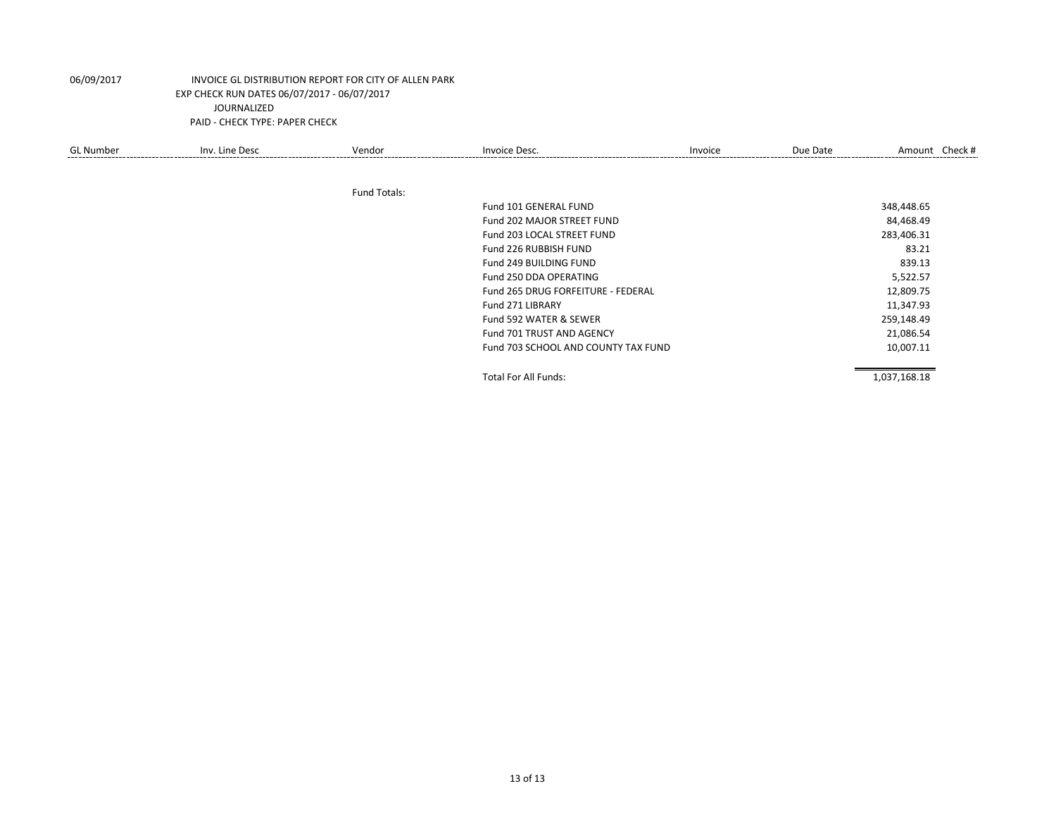06/09/2017 INVOICE GL DISTRIBUTION REPORT FOR CITY OF ALLEN PARK
EXP CHECK RUN DATES 06/07/2017 - 06/07/2017
JOURNALIZED
PAID - CHECK TYPE: PAPER CHECK

| GL Number | Inv. Line Desc | Vendor | Invoice Desc. | Invoice | Due Date | Amount | Check # |
|---|---|---|---|---|---|---|---|
| | | Fund Totals: | | | | | |
| | | | Fund 101 GENERAL FUND | | | 348,448.65 | |
| | | | Fund 202 MAJOR STREET FUND | | | 84,468.49 | |
| | | | Fund 203 LOCAL STREET FUND | | | 283,406.31 | |
| | | | Fund 226 RUBBISH FUND | | | 83.21 | |
| | | | Fund 249 BUILDING FUND | | | 839.13 | |
| | | | Fund 250 DDA OPERATING | | | 5,522.57 | |
| | | | Fund 265 DRUG FORFEITURE - FEDERAL | | | 12,809.75 | |
| | | | Fund 271 LIBRARY | | | 11,347.93 | |
| | | | Fund 592 WATER & SEWER | | | 259,148.49 | |
| | | | Fund 701 TRUST AND AGENCY | | | 21,086.54 | |
| | | | Fund 703 SCHOOL AND COUNTY TAX FUND | | | 10,007.11 | |
| | | | Total For All Funds: | | | 1,037,168.18 | |